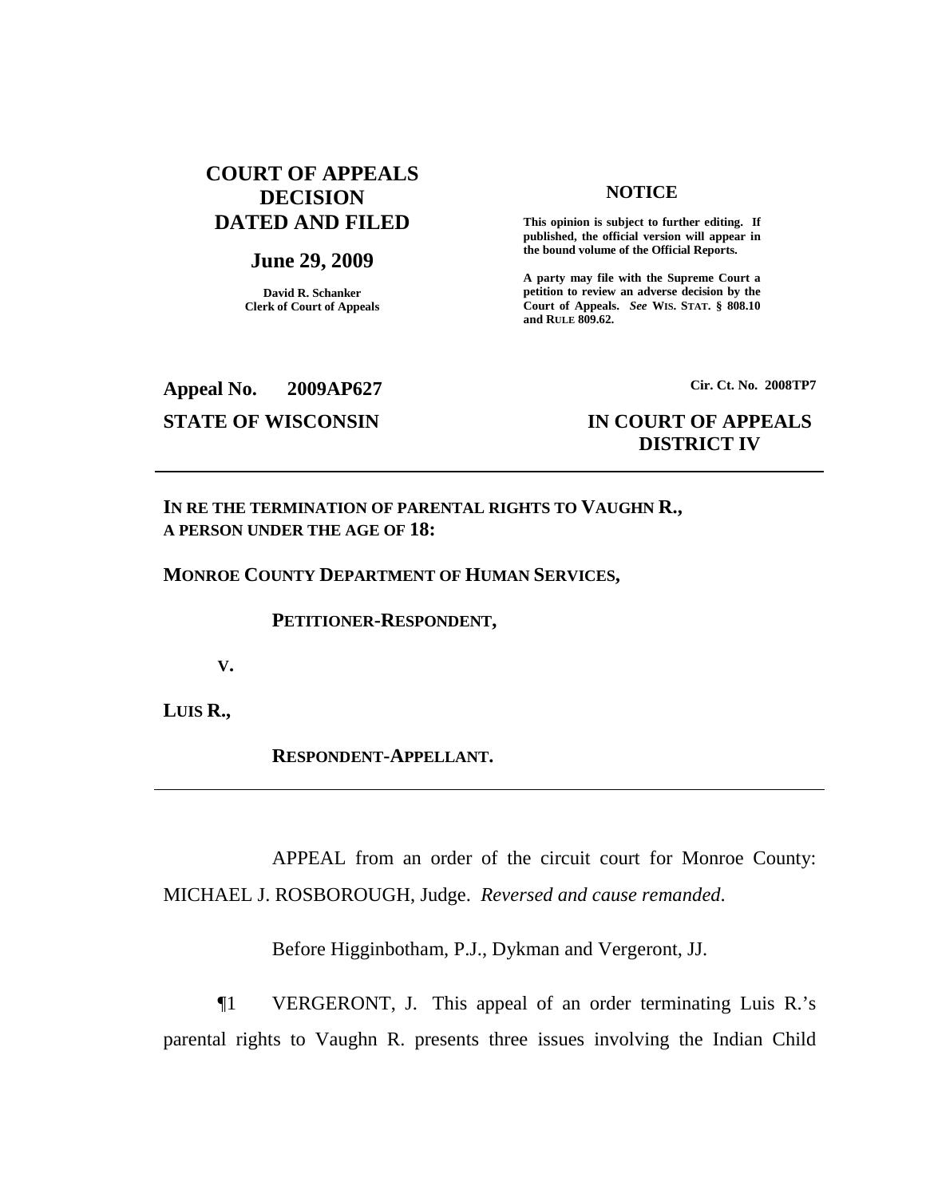**COURT OF APPEALS DECISION DATED AND FILED**

**June 29, 2009**

David R. Schanker
Clerk of Court of Appeals

**NOTICE**

**This opinion is subject to further editing. If published, the official version will appear in the bound volume of the Official Reports.**

**A party may file with the Supreme Court a petition to review an adverse decision by the Court of Appeals. *See* WIS. STAT. § 808.10 and RULE 809.62.**

**Appeal No. 2009AP627**

**Cir. Ct. No. 2008TP7**

**STATE OF WISCONSIN**

**IN COURT OF APPEALS DISTRICT IV**

---

**IN RE THE TERMINATION OF PARENTAL RIGHTS TO VAUGHN R., A PERSON UNDER THE AGE OF 18:**

**MONROE COUNTY DEPARTMENT OF HUMAN SERVICES,**

**PETITIONER-RESPONDENT,**

**V.**

**LUIS R.,**

**RESPONDENT-APPELLANT.**

---

APPEAL from an order of the circuit court for Monroe County: MICHAEL J. ROSBOROUGH, Judge. *Reversed and cause remanded*.

Before Higginbotham, P.J., Dykman and Vergeront, JJ.

¶1 VERGERONT, J. This appeal of an order terminating Luis R.'s parental rights to Vaughn R. presents three issues involving the Indian Child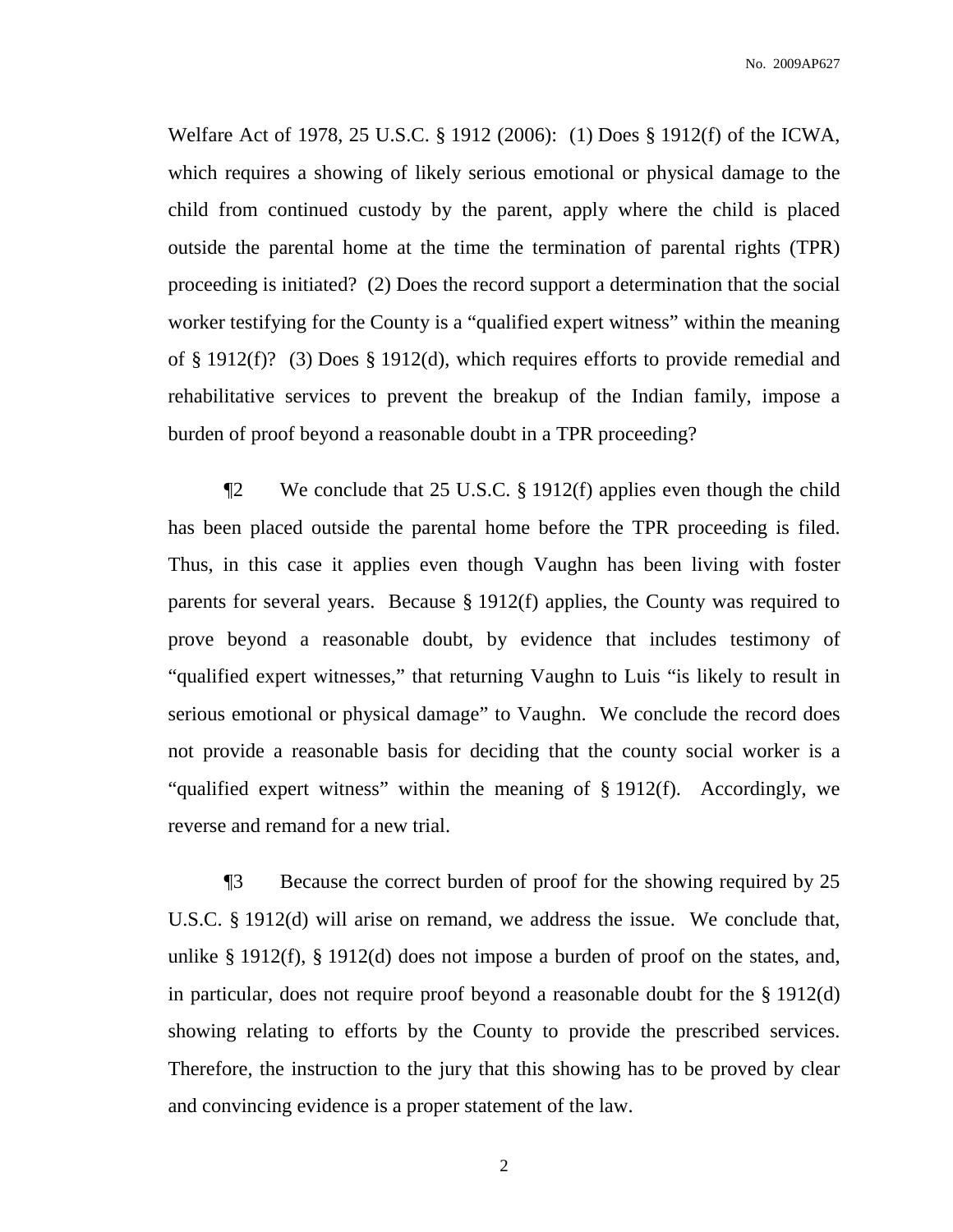Welfare Act of 1978, 25 U.S.C. § 1912 (2006): (1) Does § 1912(f) of the ICWA, which requires a showing of likely serious emotional or physical damage to the child from continued custody by the parent, apply where the child is placed outside the parental home at the time the termination of parental rights (TPR) proceeding is initiated? (2) Does the record support a determination that the social worker testifying for the County is a "qualified expert witness" within the meaning of § 1912(f)? (3) Does § 1912(d), which requires efforts to provide remedial and rehabilitative services to prevent the breakup of the Indian family, impose a burden of proof beyond a reasonable doubt in a TPR proceeding?

¶2 We conclude that 25 U.S.C. § 1912(f) applies even though the child has been placed outside the parental home before the TPR proceeding is filed. Thus, in this case it applies even though Vaughn has been living with foster parents for several years. Because § 1912(f) applies, the County was required to prove beyond a reasonable doubt, by evidence that includes testimony of "qualified expert witnesses," that returning Vaughn to Luis "is likely to result in serious emotional or physical damage" to Vaughn. We conclude the record does not provide a reasonable basis for deciding that the county social worker is a "qualified expert witness" within the meaning of § 1912(f). Accordingly, we reverse and remand for a new trial.

¶3 Because the correct burden of proof for the showing required by 25 U.S.C. § 1912(d) will arise on remand, we address the issue. We conclude that, unlike § 1912(f), § 1912(d) does not impose a burden of proof on the states, and, in particular, does not require proof beyond a reasonable doubt for the § 1912(d) showing relating to efforts by the County to provide the prescribed services. Therefore, the instruction to the jury that this showing has to be proved by clear and convincing evidence is a proper statement of the law.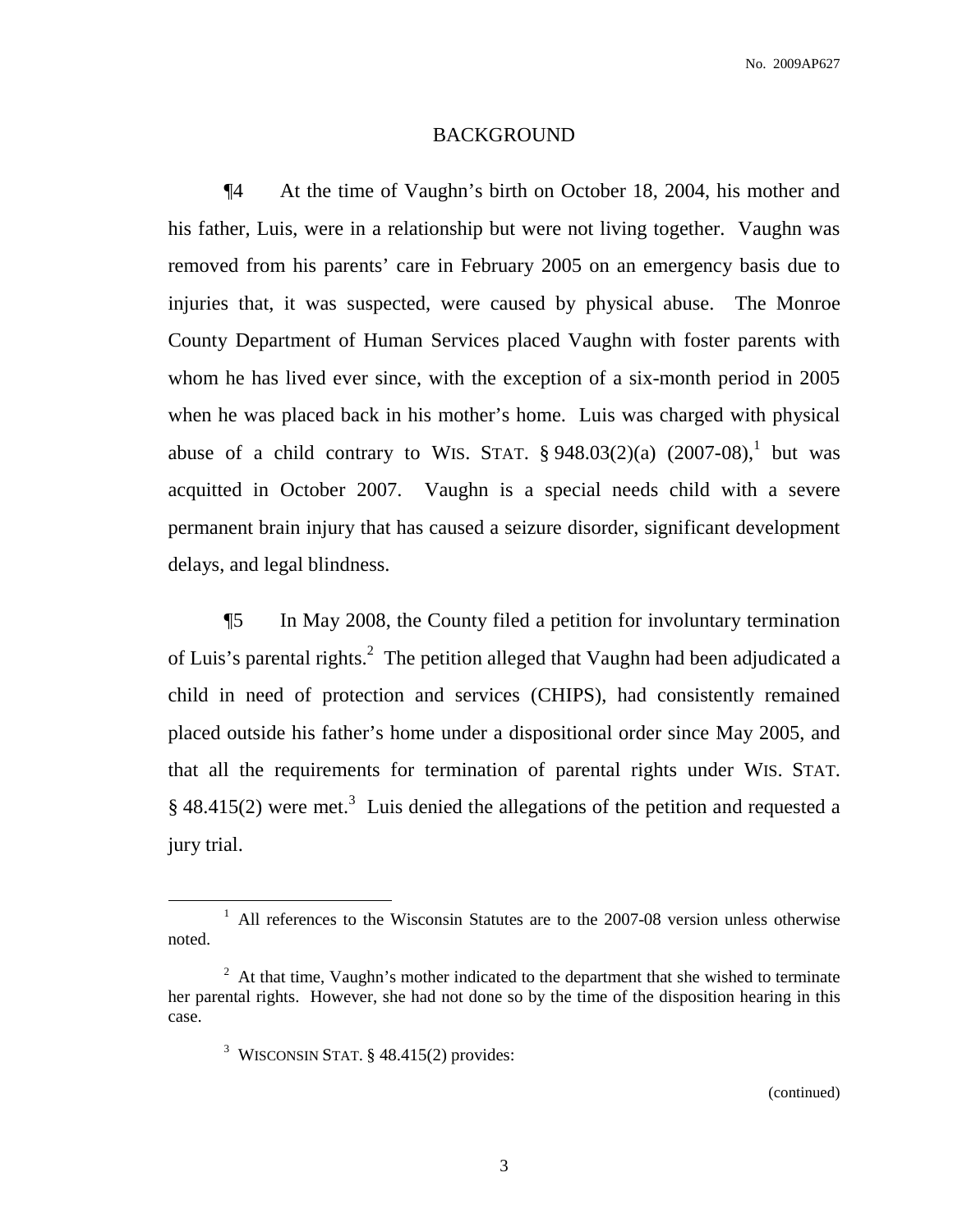## BACKGROUND

¶4 At the time of Vaughn's birth on October 18, 2004, his mother and his father, Luis, were in a relationship but were not living together. Vaughn was removed from his parents' care in February 2005 on an emergency basis due to injuries that, it was suspected, were caused by physical abuse. The Monroe County Department of Human Services placed Vaughn with foster parents with whom he has lived ever since, with the exception of a six-month period in 2005 when he was placed back in his mother's home. Luis was charged with physical abuse of a child contrary to WIS. STAT. § 948.03(2)(a) (2007-08),[1] but was acquitted in October 2007. Vaughn is a special needs child with a severe permanent brain injury that has caused a seizure disorder, significant development delays, and legal blindness.

¶5 In May 2008, the County filed a petition for involuntary termination of Luis's parental rights.[2] The petition alleged that Vaughn had been adjudicated a child in need of protection and services (CHIPS), had consistently remained placed outside his father's home under a dispositional order since May 2005, and that all the requirements for termination of parental rights under WIS. STAT. § 48.415(2) were met.[3] Luis denied the allegations of the petition and requested a jury trial.

---

[1] All references to the Wisconsin Statutes are to the 2007-08 version unless otherwise noted.

[2] At that time, Vaughn's mother indicated to the department that she wished to terminate her parental rights. However, she had not done so by the time of the disposition hearing in this case.

[3] WISCONSIN STAT. § 48.415(2) provides:

(continued)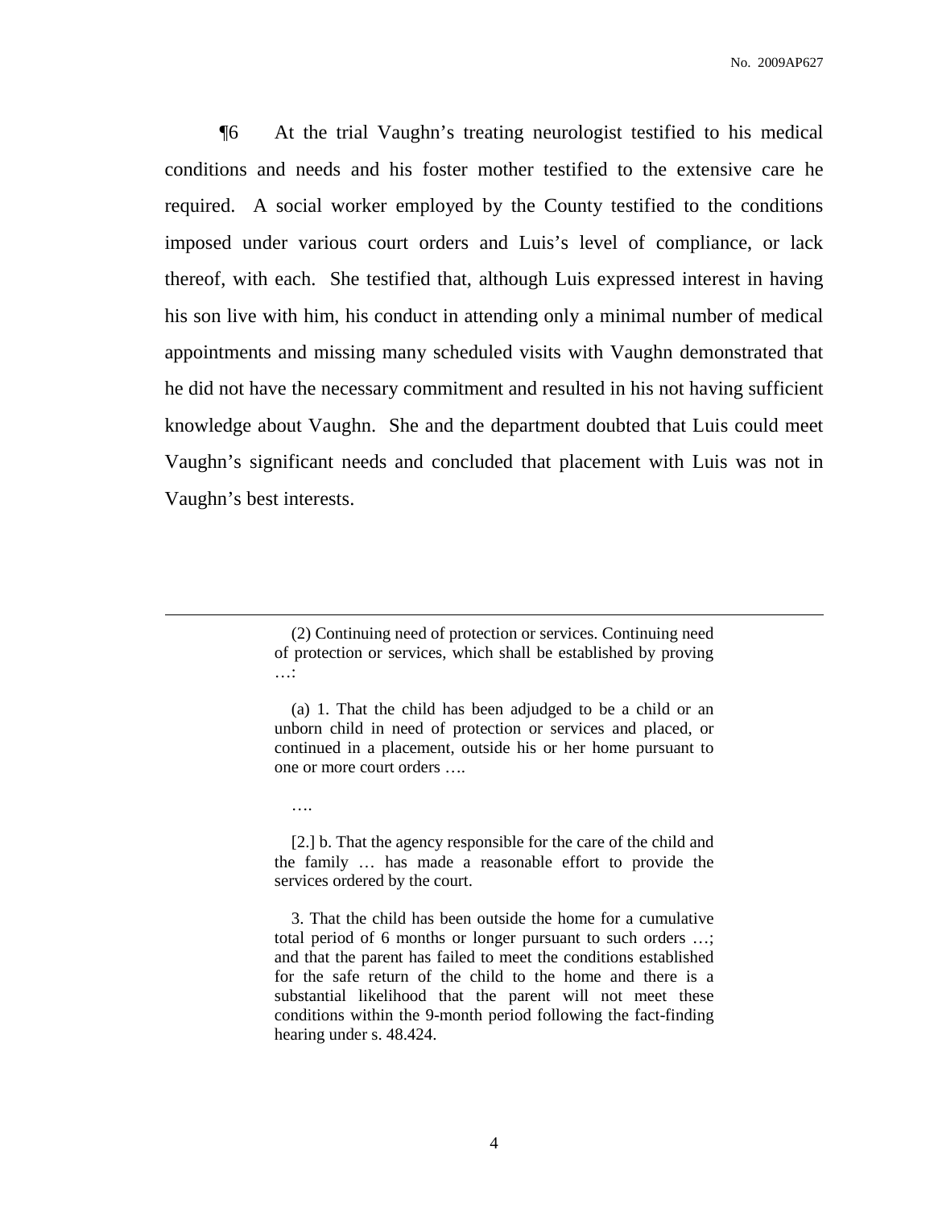¶6 At the trial Vaughn's treating neurologist testified to his medical conditions and needs and his foster mother testified to the extensive care he required. A social worker employed by the County testified to the conditions imposed under various court orders and Luis's level of compliance, or lack thereof, with each. She testified that, although Luis expressed interest in having his son live with him, his conduct in attending only a minimal number of medical appointments and missing many scheduled visits with Vaughn demonstrated that he did not have the necessary commitment and resulted in his not having sufficient knowledge about Vaughn. She and the department doubted that Luis could meet Vaughn's significant needs and concluded that placement with Luis was not in Vaughn's best interests.

---

> (2) Continuing need of protection or services. Continuing need of protection or services, which shall be established by proving ….:
>
> (a) 1. That the child has been adjudged to be a child or an unborn child in need of protection or services and placed, or continued in a placement, outside his or her home pursuant to one or more court orders ….
>
> ….
>
> [2.] b. That the agency responsible for the care of the child and the family … has made a reasonable effort to provide the services ordered by the court.
>
> 3. That the child has been outside the home for a cumulative total period of 6 months or longer pursuant to such orders …; and that the parent has failed to meet the conditions established for the safe return of the child to the home and there is a substantial likelihood that the parent will not meet these conditions within the 9-month period following the fact-finding hearing under s. 48.424.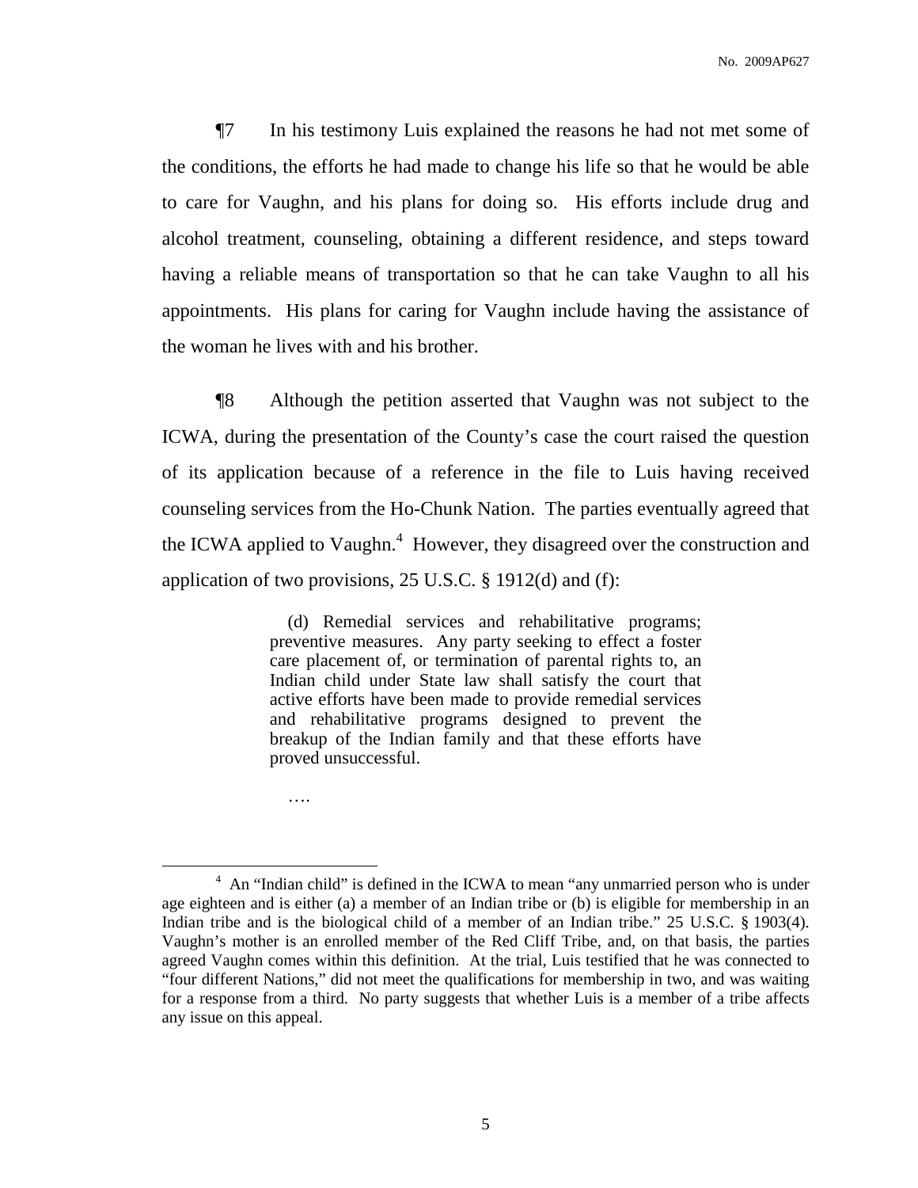¶7 In his testimony Luis explained the reasons he had not met some of the conditions, the efforts he had made to change his life so that he would be able to care for Vaughn, and his plans for doing so. His efforts include drug and alcohol treatment, counseling, obtaining a different residence, and steps toward having a reliable means of transportation so that he can take Vaughn to all his appointments. His plans for caring for Vaughn include having the assistance of the woman he lives with and his brother.

¶8 Although the petition asserted that Vaughn was not subject to the ICWA, during the presentation of the County's case the court raised the question of its application because of a reference in the file to Luis having received counseling services from the Ho-Chunk Nation. The parties eventually agreed that the ICWA applied to Vaughn.[4] However, they disagreed over the construction and application of two provisions, 25 U.S.C. § 1912(d) and (f):

> (d) Remedial services and rehabilitative programs; preventive measures. Any party seeking to effect a foster care placement of, or termination of parental rights to, an Indian child under State law shall satisfy the court that active efforts have been made to provide remedial services and rehabilitative programs designed to prevent the breakup of the Indian family and that these efforts have proved unsuccessful.
>
> ….

---

[4] An "Indian child" is defined in the ICWA to mean "any unmarried person who is under age eighteen and is either (a) a member of an Indian tribe or (b) is eligible for membership in an Indian tribe and is the biological child of a member of an Indian tribe." 25 U.S.C. § 1903(4). Vaughn's mother is an enrolled member of the Red Cliff Tribe, and, on that basis, the parties agreed Vaughn comes within this definition. At the trial, Luis testified that he was connected to "four different Nations," did not meet the qualifications for membership in two, and was waiting for a response from a third. No party suggests that whether Luis is a member of a tribe affects any issue on this appeal.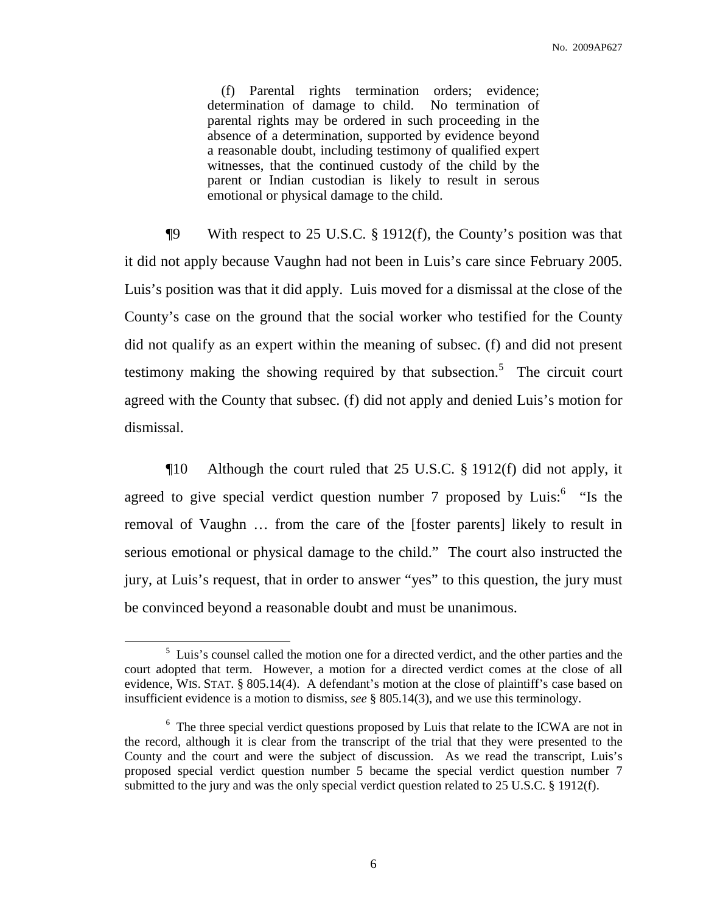> (f) Parental rights termination orders; evidence; determination of damage to child. No termination of parental rights may be ordered in such proceeding in the absence of a determination, supported by evidence beyond a reasonable doubt, including testimony of qualified expert witnesses, that the continued custody of the child by the parent or Indian custodian is likely to result in serous emotional or physical damage to the child.

¶9 With respect to 25 U.S.C. § 1912(f), the County's position was that it did not apply because Vaughn had not been in Luis's care since February 2005. Luis's position was that it did apply. Luis moved for a dismissal at the close of the County's case on the ground that the social worker who testified for the County did not qualify as an expert within the meaning of subsec. (f) and did not present testimony making the showing required by that subsection.[5] The circuit court agreed with the County that subsec. (f) did not apply and denied Luis's motion for dismissal.

¶10 Although the court ruled that 25 U.S.C. § 1912(f) did not apply, it agreed to give special verdict question number 7 proposed by Luis:[6] "Is the removal of Vaughn … from the care of the [foster parents] likely to result in serious emotional or physical damage to the child." The court also instructed the jury, at Luis's request, that in order to answer "yes" to this question, the jury must be convinced beyond a reasonable doubt and must be unanimous.

---

[5] Luis's counsel called the motion one for a directed verdict, and the other parties and the court adopted that term. However, a motion for a directed verdict comes at the close of all evidence, WIS. STAT. § 805.14(4). A defendant's motion at the close of plaintiff's case based on insufficient evidence is a motion to dismiss, *see* § 805.14(3), and we use this terminology.

[6] The three special verdict questions proposed by Luis that relate to the ICWA are not in the record, although it is clear from the transcript of the trial that they were presented to the County and the court and were the subject of discussion. As we read the transcript, Luis's proposed special verdict question number 5 became the special verdict question number 7 submitted to the jury and was the only special verdict question related to 25 U.S.C. § 1912(f).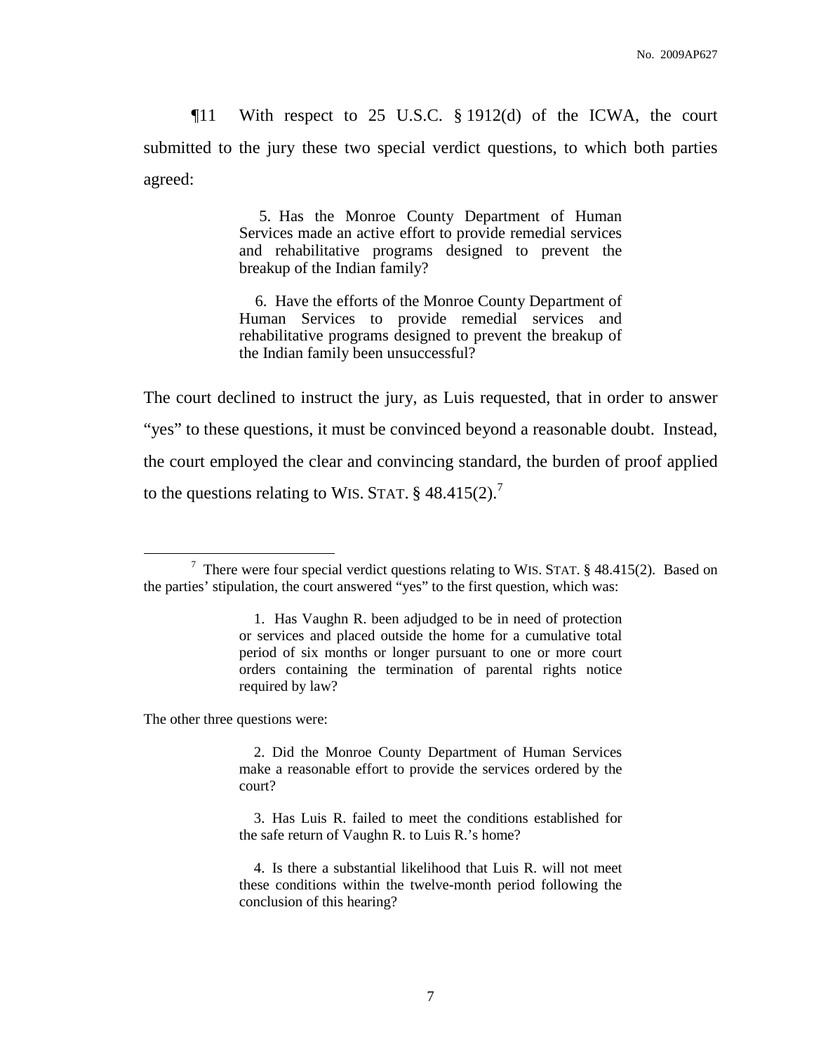¶11 With respect to 25 U.S.C. § 1912(d) of the ICWA, the court submitted to the jury these two special verdict questions, to which both parties agreed:

> 5. Has the Monroe County Department of Human Services made an active effort to provide remedial services and rehabilitative programs designed to prevent the breakup of the Indian family?
>
> 6. Have the efforts of the Monroe County Department of Human Services to provide remedial services and rehabilitative programs designed to prevent the breakup of the Indian family been unsuccessful?

The court declined to instruct the jury, as Luis requested, that in order to answer "yes" to these questions, it must be convinced beyond a reasonable doubt. Instead, the court employed the clear and convincing standard, the burden of proof applied to the questions relating to WIS. STAT. § 48.415(2).[7]

---

[7] There were four special verdict questions relating to WIS. STAT. § 48.415(2). Based on the parties' stipulation, the court answered "yes" to the first question, which was:

> 1. Has Vaughn R. been adjudged to be in need of protection or services and placed outside the home for a cumulative total period of six months or longer pursuant to one or more court orders containing the termination of parental rights notice required by law?

The other three questions were:

> 2. Did the Monroe County Department of Human Services make a reasonable effort to provide the services ordered by the court?
>
> 3. Has Luis R. failed to meet the conditions established for the safe return of Vaughn R. to Luis R.'s home?
>
> 4. Is there a substantial likelihood that Luis R. will not meet these conditions within the twelve-month period following the conclusion of this hearing?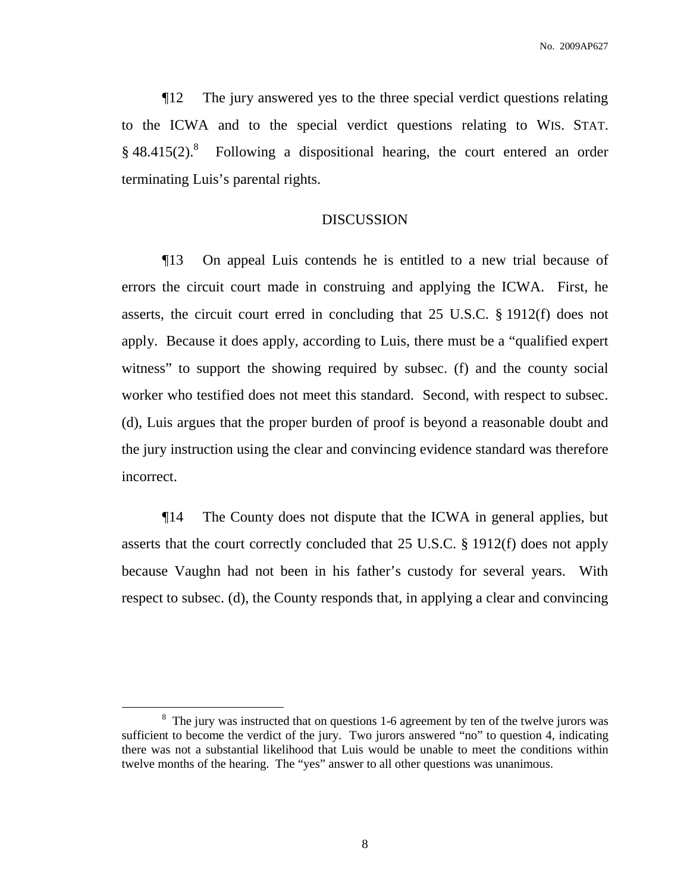¶12 The jury answered yes to the three special verdict questions relating to the ICWA and to the special verdict questions relating to WIS. STAT. § 48.415(2).[8] Following a dispositional hearing, the court entered an order terminating Luis's parental rights.

## DISCUSSION

¶13 On appeal Luis contends he is entitled to a new trial because of errors the circuit court made in construing and applying the ICWA. First, he asserts, the circuit court erred in concluding that 25 U.S.C. § 1912(f) does not apply. Because it does apply, according to Luis, there must be a "qualified expert witness" to support the showing required by subsec. (f) and the county social worker who testified does not meet this standard. Second, with respect to subsec. (d), Luis argues that the proper burden of proof is beyond a reasonable doubt and the jury instruction using the clear and convincing evidence standard was therefore incorrect.

¶14 The County does not dispute that the ICWA in general applies, but asserts that the court correctly concluded that 25 U.S.C. § 1912(f) does not apply because Vaughn had not been in his father's custody for several years. With respect to subsec. (d), the County responds that, in applying a clear and convincing

---

[8] The jury was instructed that on questions 1-6 agreement by ten of the twelve jurors was sufficient to become the verdict of the jury. Two jurors answered "no" to question 4, indicating there was not a substantial likelihood that Luis would be unable to meet the conditions within twelve months of the hearing. The "yes" answer to all other questions was unanimous.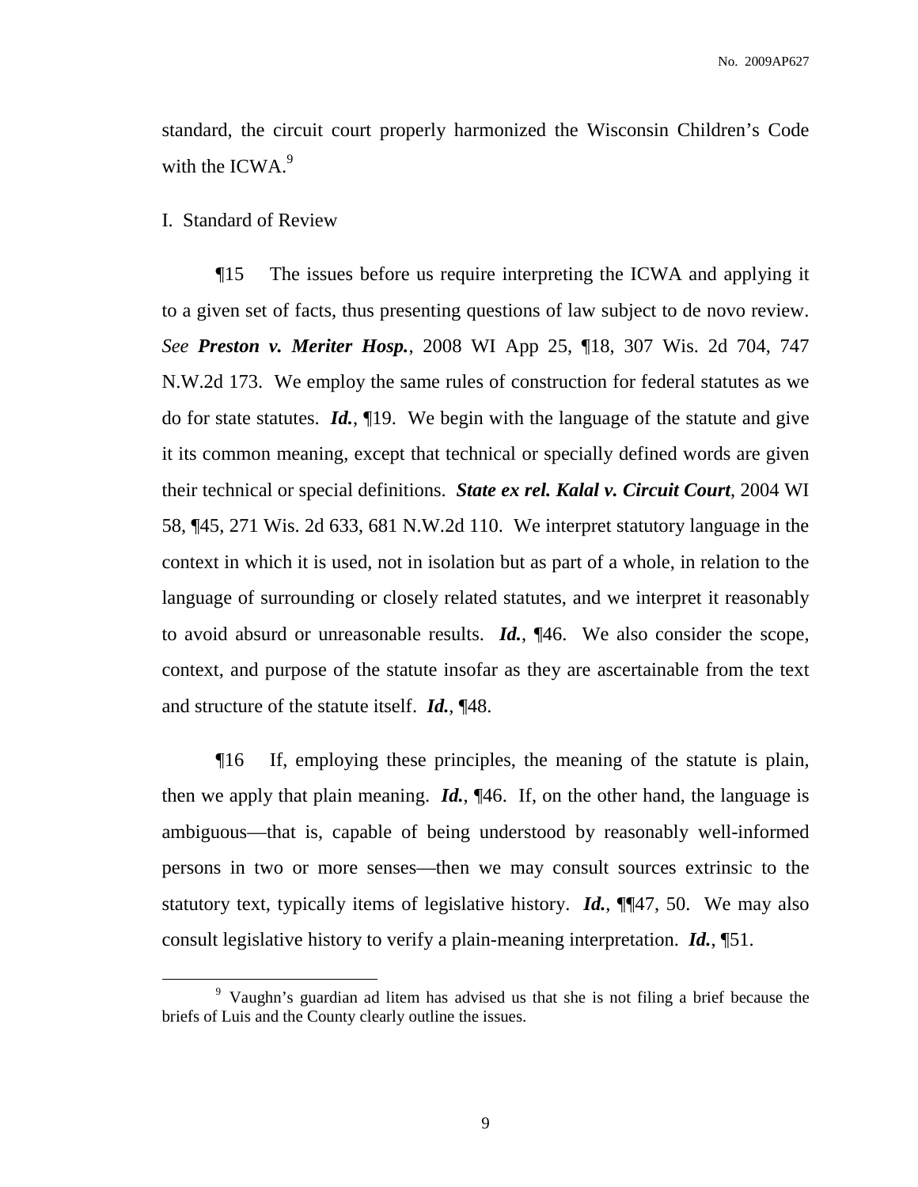standard, the circuit court properly harmonized the Wisconsin Children's Code with the ICWA.[9]

I. Standard of Review

¶15 The issues before us require interpreting the ICWA and applying it to a given set of facts, thus presenting questions of law subject to de novo review. *See* ***Preston v. Meriter Hosp.***, 2008 WI App 25, ¶18, 307 Wis. 2d 704, 747 N.W.2d 173. We employ the same rules of construction for federal statutes as we do for state statutes. ***Id.***, ¶19. We begin with the language of the statute and give it its common meaning, except that technical or specially defined words are given their technical or special definitions. ***State ex rel. Kalal v. Circuit Court***, 2004 WI 58, ¶45, 271 Wis. 2d 633, 681 N.W.2d 110. We interpret statutory language in the context in which it is used, not in isolation but as part of a whole, in relation to the language of surrounding or closely related statutes, and we interpret it reasonably to avoid absurd or unreasonable results. ***Id.***, ¶46. We also consider the scope, context, and purpose of the statute insofar as they are ascertainable from the text and structure of the statute itself. ***Id.***, ¶48.

¶16 If, employing these principles, the meaning of the statute is plain, then we apply that plain meaning. ***Id.***, ¶46. If, on the other hand, the language is ambiguous—that is, capable of being understood by reasonably well-informed persons in two or more senses—then we may consult sources extrinsic to the statutory text, typically items of legislative history. ***Id.***, ¶¶47, 50. We may also consult legislative history to verify a plain-meaning interpretation. ***Id.***, ¶51.

---

[9] Vaughn's guardian ad litem has advised us that she is not filing a brief because the briefs of Luis and the County clearly outline the issues.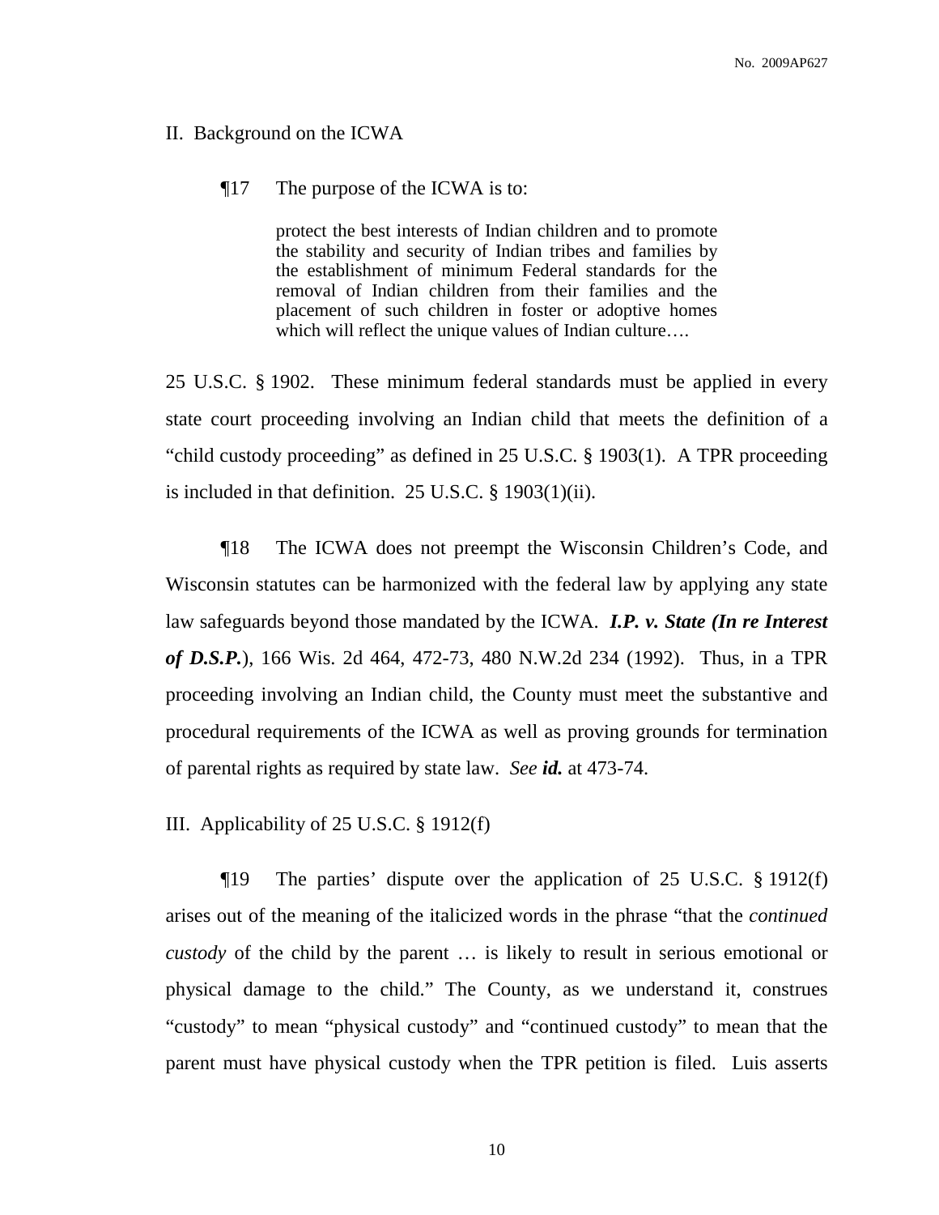## II. Background on the ICWA

¶17 The purpose of the ICWA is to:

> protect the best interests of Indian children and to promote the stability and security of Indian tribes and families by the establishment of minimum Federal standards for the removal of Indian children from their families and the placement of such children in foster or adoptive homes which will reflect the unique values of Indian culture….

25 U.S.C. § 1902. These minimum federal standards must be applied in every state court proceeding involving an Indian child that meets the definition of a "child custody proceeding" as defined in 25 U.S.C. § 1903(1). A TPR proceeding is included in that definition. 25 U.S.C. § 1903(1)(ii).

¶18 The ICWA does not preempt the Wisconsin Children's Code, and Wisconsin statutes can be harmonized with the federal law by applying any state law safeguards beyond those mandated by the ICWA. ***I.P. v. State (In re Interest of D.S.P.)***, 166 Wis. 2d 464, 472-73, 480 N.W.2d 234 (1992). Thus, in a TPR proceeding involving an Indian child, the County must meet the substantive and procedural requirements of the ICWA as well as proving grounds for termination of parental rights as required by state law. *See* ***id.*** at 473-74.

## III. Applicability of 25 U.S.C. § 1912(f)

¶19 The parties' dispute over the application of 25 U.S.C. § 1912(f) arises out of the meaning of the italicized words in the phrase "that the *continued custody* of the child by the parent … is likely to result in serious emotional or physical damage to the child." The County, as we understand it, construes "custody" to mean "physical custody" and "continued custody" to mean that the parent must have physical custody when the TPR petition is filed. Luis asserts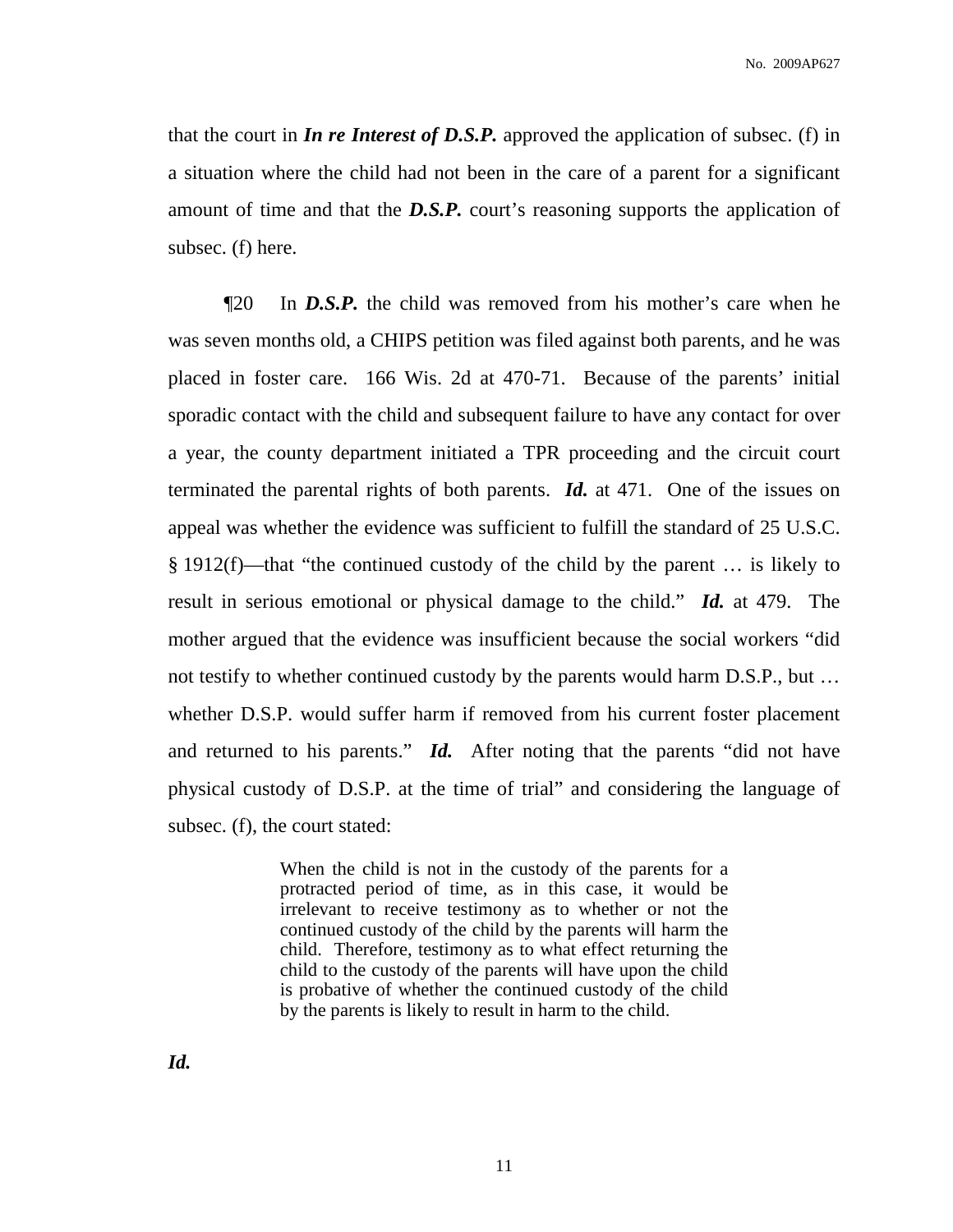that the court in ***In re Interest of D.S.P.*** approved the application of subsec. (f) in a situation where the child had not been in the care of a parent for a significant amount of time and that the ***D.S.P.*** court's reasoning supports the application of subsec. (f) here.

¶20 In ***D.S.P.*** the child was removed from his mother's care when he was seven months old, a CHIPS petition was filed against both parents, and he was placed in foster care. 166 Wis. 2d at 470-71. Because of the parents' initial sporadic contact with the child and subsequent failure to have any contact for over a year, the county department initiated a TPR proceeding and the circuit court terminated the parental rights of both parents. ***Id.*** at 471. One of the issues on appeal was whether the evidence was sufficient to fulfill the standard of 25 U.S.C. § 1912(f)—that "the continued custody of the child by the parent … is likely to result in serious emotional or physical damage to the child." ***Id.*** at 479. The mother argued that the evidence was insufficient because the social workers "did not testify to whether continued custody by the parents would harm D.S.P., but … whether D.S.P. would suffer harm if removed from his current foster placement and returned to his parents." ***Id.*** After noting that the parents "did not have physical custody of D.S.P. at the time of trial" and considering the language of subsec. (f), the court stated:

> When the child is not in the custody of the parents for a protracted period of time, as in this case, it would be irrelevant to receive testimony as to whether or not the continued custody of the child by the parents will harm the child. Therefore, testimony as to what effect returning the child to the custody of the parents will have upon the child is probative of whether the continued custody of the child by the parents is likely to result in harm to the child.

***Id.***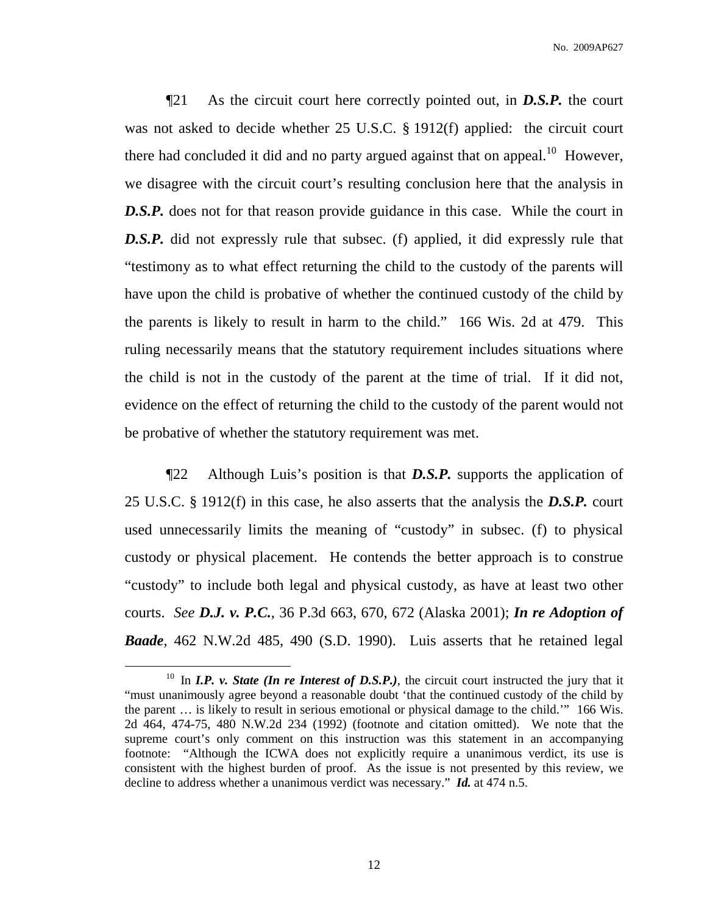¶21 As the circuit court here correctly pointed out, in ***D.S.P.*** the court was not asked to decide whether 25 U.S.C. § 1912(f) applied: the circuit court there had concluded it did and no party argued against that on appeal.[10] However, we disagree with the circuit court's resulting conclusion here that the analysis in ***D.S.P.*** does not for that reason provide guidance in this case. While the court in ***D.S.P.*** did not expressly rule that subsec. (f) applied, it did expressly rule that "testimony as to what effect returning the child to the custody of the parents will have upon the child is probative of whether the continued custody of the child by the parents is likely to result in harm to the child." 166 Wis. 2d at 479. This ruling necessarily means that the statutory requirement includes situations where the child is not in the custody of the parent at the time of trial. If it did not, evidence on the effect of returning the child to the custody of the parent would not be probative of whether the statutory requirement was met.

¶22 Although Luis's position is that ***D.S.P.*** supports the application of 25 U.S.C. § 1912(f) in this case, he also asserts that the analysis the ***D.S.P.*** court used unnecessarily limits the meaning of "custody" in subsec. (f) to physical custody or physical placement. He contends the better approach is to construe "custody" to include both legal and physical custody, as have at least two other courts. *See* ***D.J. v. P.C.***, 36 P.3d 663, 670, 672 (Alaska 2001); ***In re Adoption of Baade***, 462 N.W.2d 485, 490 (S.D. 1990). Luis asserts that he retained legal

---

[10] In ***I.P. v. State (In re Interest of D.S.P.)***, the circuit court instructed the jury that it "must unanimously agree beyond a reasonable doubt 'that the continued custody of the child by the parent … is likely to result in serious emotional or physical damage to the child.'" 166 Wis. 2d 464, 474-75, 480 N.W.2d 234 (1992) (footnote and citation omitted). We note that the supreme court's only comment on this instruction was this statement in an accompanying footnote: "Although the ICWA does not explicitly require a unanimous verdict, its use is consistent with the highest burden of proof. As the issue is not presented by this review, we decline to address whether a unanimous verdict was necessary." ***Id.*** at 474 n.5.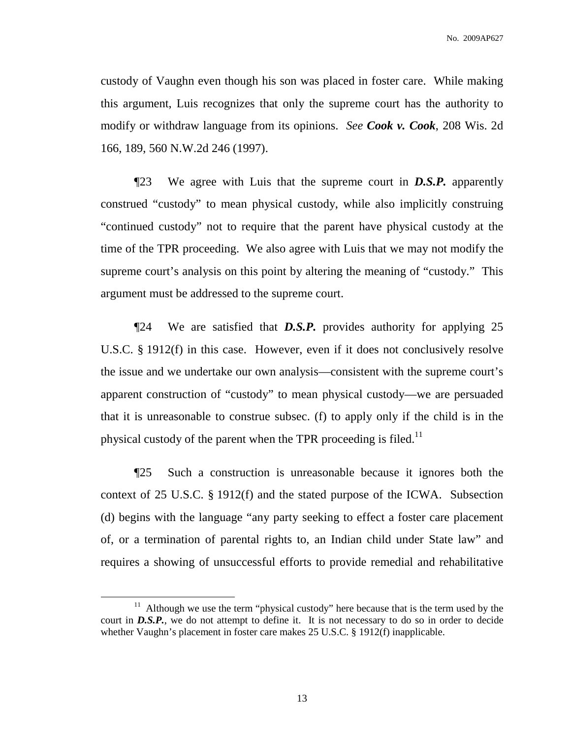custody of Vaughn even though his son was placed in foster care. While making this argument, Luis recognizes that only the supreme court has the authority to modify or withdraw language from its opinions. *See* ***Cook v. Cook***, 208 Wis. 2d 166, 189, 560 N.W.2d 246 (1997).

¶23 We agree with Luis that the supreme court in ***D.S.P.*** apparently construed "custody" to mean physical custody, while also implicitly construing "continued custody" not to require that the parent have physical custody at the time of the TPR proceeding. We also agree with Luis that we may not modify the supreme court's analysis on this point by altering the meaning of "custody." This argument must be addressed to the supreme court.

¶24 We are satisfied that ***D.S.P.*** provides authority for applying 25 U.S.C. § 1912(f) in this case. However, even if it does not conclusively resolve the issue and we undertake our own analysis—consistent with the supreme court's apparent construction of "custody" to mean physical custody—we are persuaded that it is unreasonable to construe subsec. (f) to apply only if the child is in the physical custody of the parent when the TPR proceeding is filed.[11]

¶25 Such a construction is unreasonable because it ignores both the context of 25 U.S.C. § 1912(f) and the stated purpose of the ICWA. Subsection (d) begins with the language "any party seeking to effect a foster care placement of, or a termination of parental rights to, an Indian child under State law" and requires a showing of unsuccessful efforts to provide remedial and rehabilitative

[11] Although we use the term "physical custody" here because that is the term used by the court in ***D.S.P.***, we do not attempt to define it. It is not necessary to do so in order to decide whether Vaughn's placement in foster care makes 25 U.S.C. § 1912(f) inapplicable.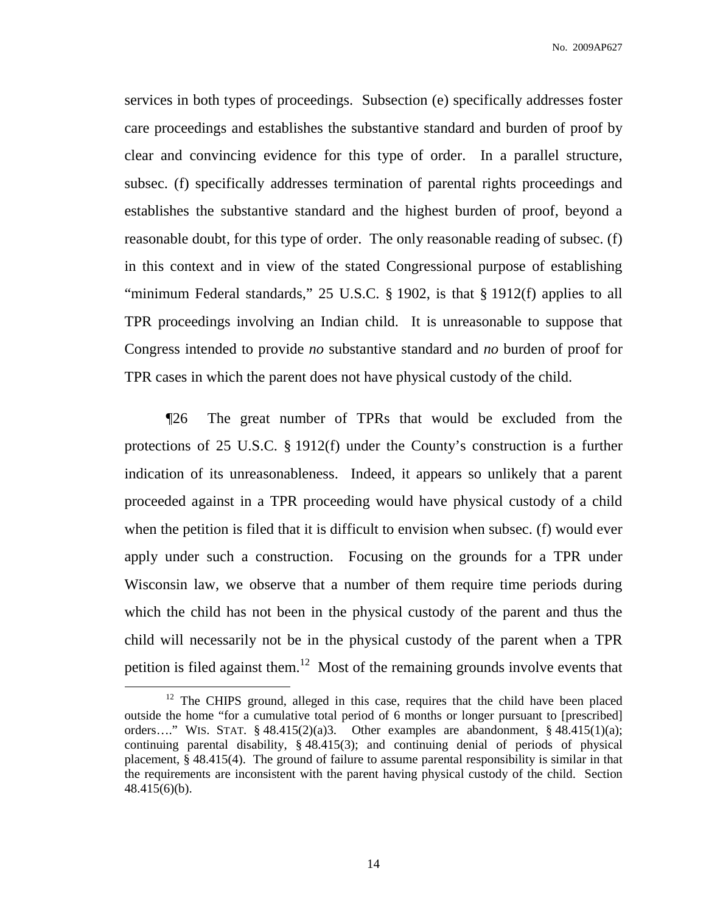services in both types of proceedings. Subsection (e) specifically addresses foster care proceedings and establishes the substantive standard and burden of proof by clear and convincing evidence for this type of order. In a parallel structure, subsec. (f) specifically addresses termination of parental rights proceedings and establishes the substantive standard and the highest burden of proof, beyond a reasonable doubt, for this type of order. The only reasonable reading of subsec. (f) in this context and in view of the stated Congressional purpose of establishing "minimum Federal standards," 25 U.S.C. § 1902, is that § 1912(f) applies to all TPR proceedings involving an Indian child. It is unreasonable to suppose that Congress intended to provide *no* substantive standard and *no* burden of proof for TPR cases in which the parent does not have physical custody of the child.

¶26 The great number of TPRs that would be excluded from the protections of 25 U.S.C. § 1912(f) under the County's construction is a further indication of its unreasonableness. Indeed, it appears so unlikely that a parent proceeded against in a TPR proceeding would have physical custody of a child when the petition is filed that it is difficult to envision when subsec. (f) would ever apply under such a construction. Focusing on the grounds for a TPR under Wisconsin law, we observe that a number of them require time periods during which the child has not been in the physical custody of the parent and thus the child will necessarily not be in the physical custody of the parent when a TPR petition is filed against them.[12] Most of the remaining grounds involve events that

[12] The CHIPS ground, alleged in this case, requires that the child have been placed outside the home "for a cumulative total period of 6 months or longer pursuant to [prescribed] orders…." WIS. STAT. § 48.415(2)(a)3. Other examples are abandonment, § 48.415(1)(a); continuing parental disability, § 48.415(3); and continuing denial of periods of physical placement, § 48.415(4). The ground of failure to assume parental responsibility is similar in that the requirements are inconsistent with the parent having physical custody of the child. Section 48.415(6)(b).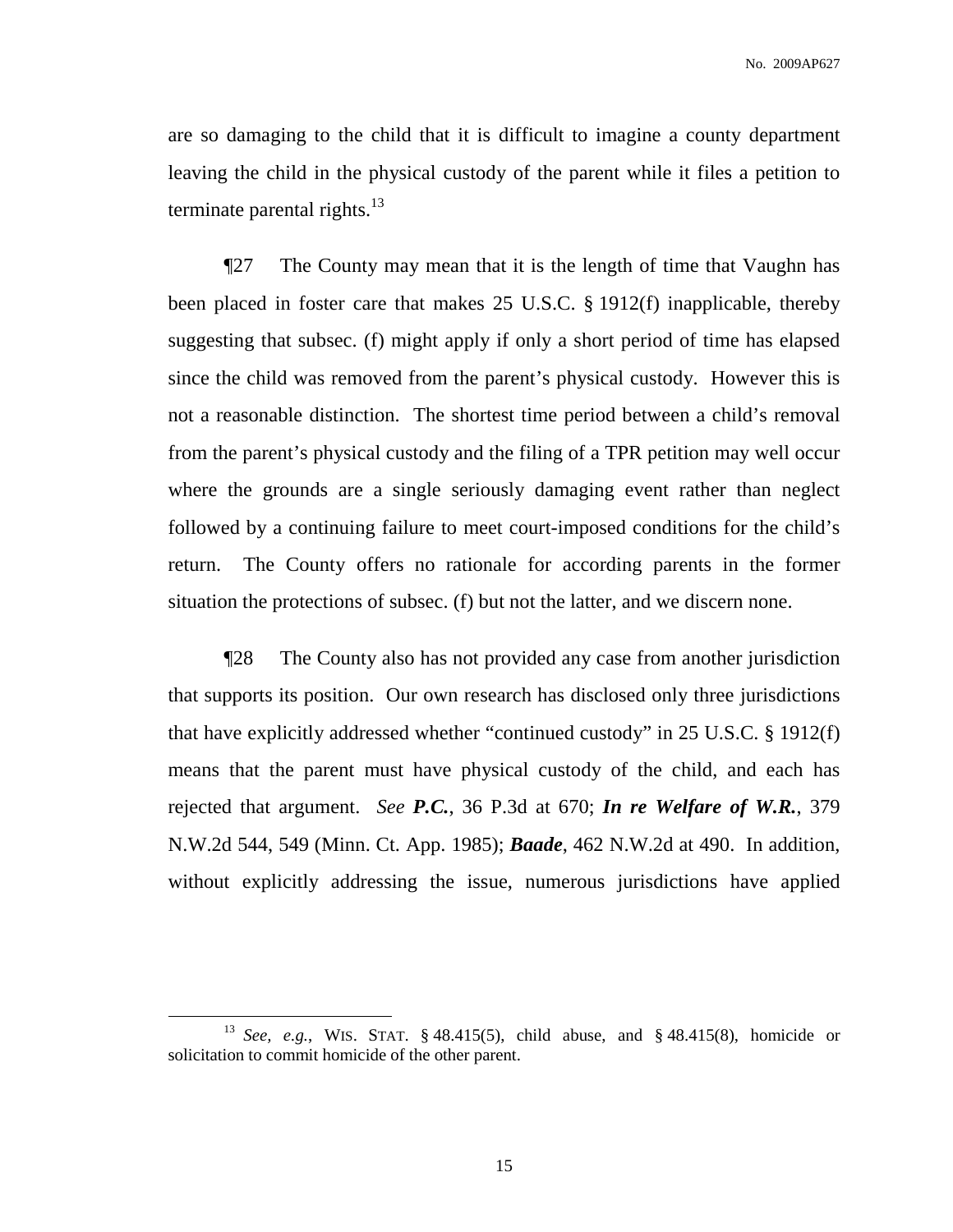are so damaging to the child that it is difficult to imagine a county department leaving the child in the physical custody of the parent while it files a petition to terminate parental rights.[13]

¶27 The County may mean that it is the length of time that Vaughn has been placed in foster care that makes 25 U.S.C. § 1912(f) inapplicable, thereby suggesting that subsec. (f) might apply if only a short period of time has elapsed since the child was removed from the parent's physical custody. However this is not a reasonable distinction. The shortest time period between a child's removal from the parent's physical custody and the filing of a TPR petition may well occur where the grounds are a single seriously damaging event rather than neglect followed by a continuing failure to meet court-imposed conditions for the child's return. The County offers no rationale for according parents in the former situation the protections of subsec. (f) but not the latter, and we discern none.

¶28 The County also has not provided any case from another jurisdiction that supports its position. Our own research has disclosed only three jurisdictions that have explicitly addressed whether "continued custody" in 25 U.S.C. § 1912(f) means that the parent must have physical custody of the child, and each has rejected that argument. *See* ***P.C.***, 36 P.3d at 670; ***In re Welfare of W.R.***, 379 N.W.2d 544, 549 (Minn. Ct. App. 1985); ***Baade***, 462 N.W.2d at 490. In addition, without explicitly addressing the issue, numerous jurisdictions have applied

---

[13] *See, e.g.*, WIS. STAT. § 48.415(5), child abuse, and § 48.415(8), homicide or solicitation to commit homicide of the other parent.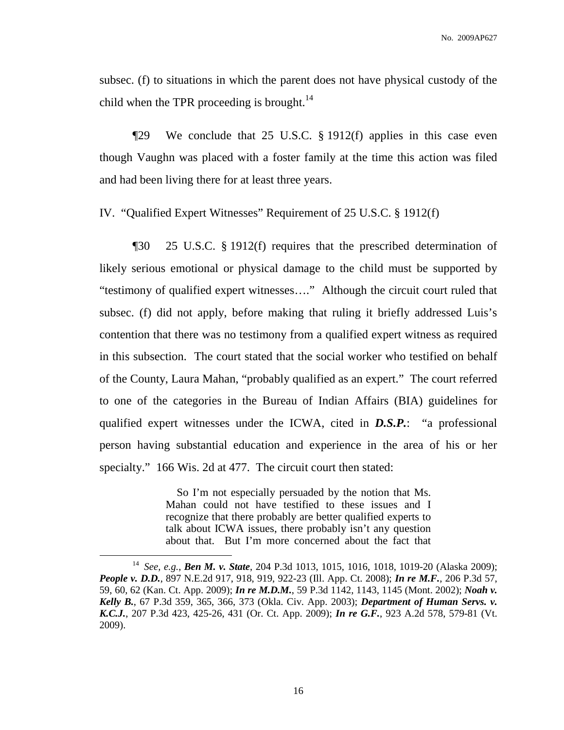subsec. (f) to situations in which the parent does not have physical custody of the child when the TPR proceeding is brought.[14]

¶29 We conclude that 25 U.S.C. § 1912(f) applies in this case even though Vaughn was placed with a foster family at the time this action was filed and had been living there for at least three years.

IV. "Qualified Expert Witnesses" Requirement of 25 U.S.C. § 1912(f)

¶30 25 U.S.C. § 1912(f) requires that the prescribed determination of likely serious emotional or physical damage to the child must be supported by "testimony of qualified expert witnesses…." Although the circuit court ruled that subsec. (f) did not apply, before making that ruling it briefly addressed Luis's contention that there was no testimony from a qualified expert witness as required in this subsection. The court stated that the social worker who testified on behalf of the County, Laura Mahan, "probably qualified as an expert." The court referred to one of the categories in the Bureau of Indian Affairs (BIA) guidelines for qualified expert witnesses under the ICWA, cited in ***D.S.P.***: "a professional person having substantial education and experience in the area of his or her specialty." 166 Wis. 2d at 477. The circuit court then stated:

> So I'm not especially persuaded by the notion that Ms. Mahan could not have testified to these issues and I recognize that there probably are better qualified experts to talk about ICWA issues, there probably isn't any question about that. But I'm more concerned about the fact that

---

[14] *See, e.g.*, ***Ben M. v. State***, 204 P.3d 1013, 1015, 1016, 1018, 1019-20 (Alaska 2009); ***People v. D.D.***, 897 N.E.2d 917, 918, 919, 922-23 (Ill. App. Ct. 2008); ***In re M.F.***, 206 P.3d 57, 59, 60, 62 (Kan. Ct. App. 2009); ***In re M.D.M.***, 59 P.3d 1142, 1143, 1145 (Mont. 2002); ***Noah v. Kelly B.***, 67 P.3d 359, 365, 366, 373 (Okla. Civ. App. 2003); ***Department of Human Servs. v. K.C.J.***, 207 P.3d 423, 425-26, 431 (Or. Ct. App. 2009); ***In re G.F.***, 923 A.2d 578, 579-81 (Vt. 2009).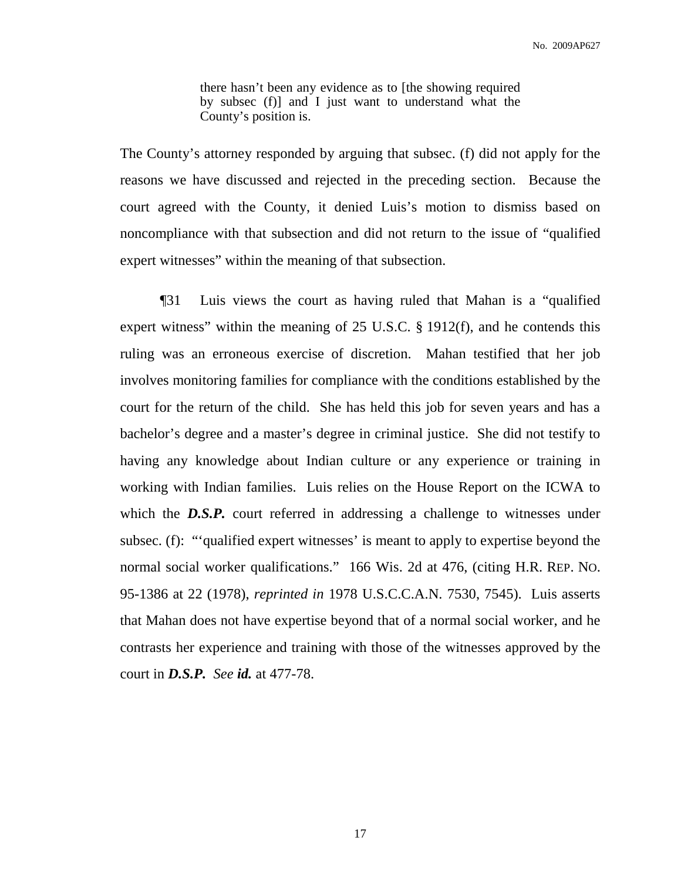> there hasn't been any evidence as to [the showing required by subsec (f)] and I just want to understand what the County's position is.

The County's attorney responded by arguing that subsec. (f) did not apply for the reasons we have discussed and rejected in the preceding section. Because the court agreed with the County, it denied Luis's motion to dismiss based on noncompliance with that subsection and did not return to the issue of "qualified expert witnesses" within the meaning of that subsection.

¶31 Luis views the court as having ruled that Mahan is a "qualified expert witness" within the meaning of 25 U.S.C. § 1912(f), and he contends this ruling was an erroneous exercise of discretion. Mahan testified that her job involves monitoring families for compliance with the conditions established by the court for the return of the child. She has held this job for seven years and has a bachelor's degree and a master's degree in criminal justice. She did not testify to having any knowledge about Indian culture or any experience or training in working with Indian families. Luis relies on the House Report on the ICWA to which the ***D.S.P.*** court referred in addressing a challenge to witnesses under subsec. (f): "'qualified expert witnesses' is meant to apply to expertise beyond the normal social worker qualifications." 166 Wis. 2d at 476, (citing H.R. REP. NO. 95-1386 at 22 (1978), *reprinted in* 1978 U.S.C.C.A.N. 7530, 7545). Luis asserts that Mahan does not have expertise beyond that of a normal social worker, and he contrasts her experience and training with those of the witnesses approved by the court in ***D.S.P.*** *See* ***id.*** at 477-78.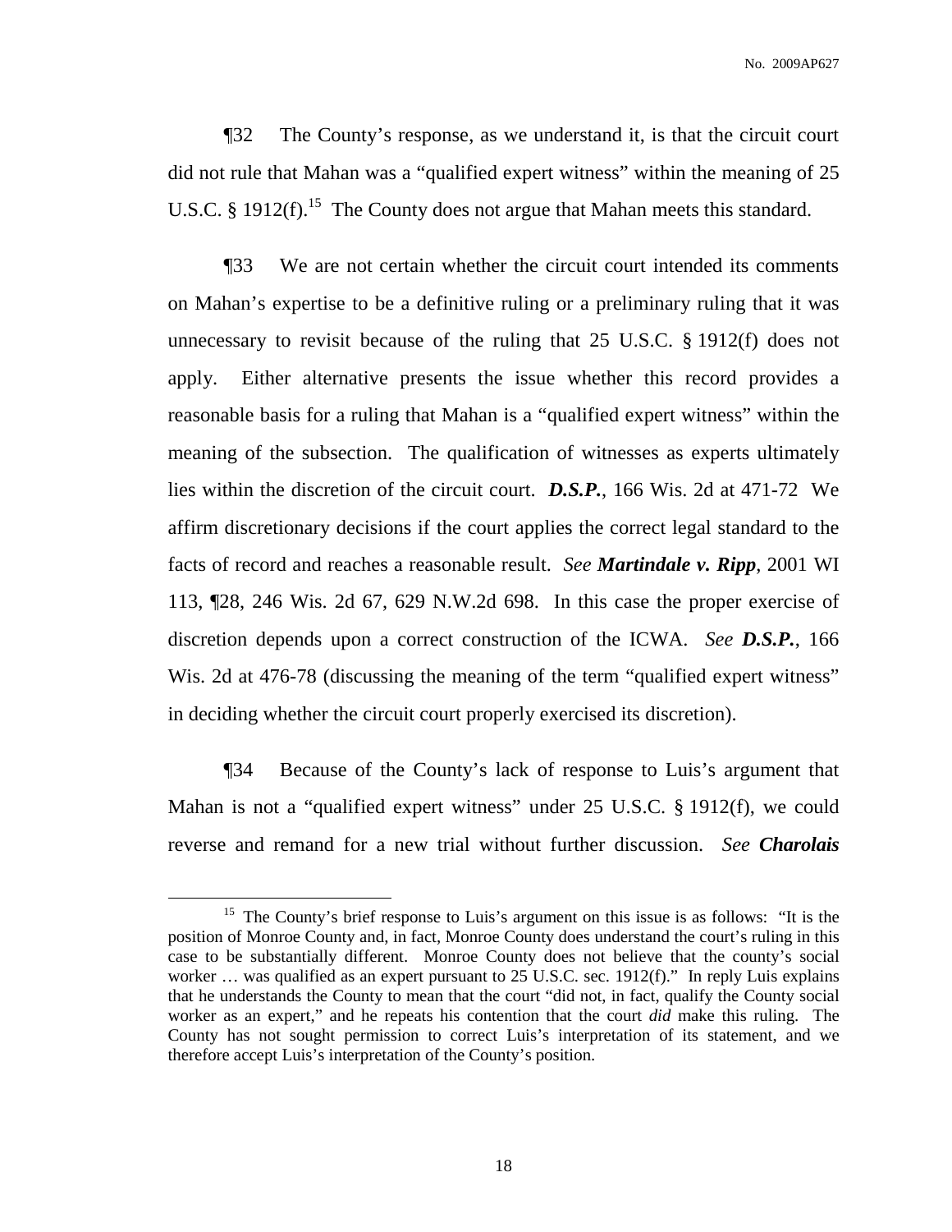¶32 The County's response, as we understand it, is that the circuit court did not rule that Mahan was a "qualified expert witness" within the meaning of 25 U.S.C. § 1912(f).[15] The County does not argue that Mahan meets this standard.

¶33 We are not certain whether the circuit court intended its comments on Mahan's expertise to be a definitive ruling or a preliminary ruling that it was unnecessary to revisit because of the ruling that 25 U.S.C. § 1912(f) does not apply. Either alternative presents the issue whether this record provides a reasonable basis for a ruling that Mahan is a "qualified expert witness" within the meaning of the subsection. The qualification of witnesses as experts ultimately lies within the discretion of the circuit court. ***D.S.P.***, 166 Wis. 2d at 471-72 We affirm discretionary decisions if the court applies the correct legal standard to the facts of record and reaches a reasonable result. *See* ***Martindale v. Ripp***, 2001 WI 113, ¶28, 246 Wis. 2d 67, 629 N.W.2d 698. In this case the proper exercise of discretion depends upon a correct construction of the ICWA. *See* ***D.S.P.***, 166 Wis. 2d at 476-78 (discussing the meaning of the term "qualified expert witness" in deciding whether the circuit court properly exercised its discretion).

¶34 Because of the County's lack of response to Luis's argument that Mahan is not a "qualified expert witness" under 25 U.S.C. § 1912(f), we could reverse and remand for a new trial without further discussion. *See* ***Charolais***

---

[15] The County's brief response to Luis's argument on this issue is as follows: "It is the position of Monroe County and, in fact, Monroe County does understand the court's ruling in this case to be substantially different. Monroe County does not believe that the county's social worker … was qualified as an expert pursuant to 25 U.S.C. sec. 1912(f)." In reply Luis explains that he understands the County to mean that the court "did not, in fact, qualify the County social worker as an expert," and he repeats his contention that the court *did* make this ruling. The County has not sought permission to correct Luis's interpretation of its statement, and we therefore accept Luis's interpretation of the County's position.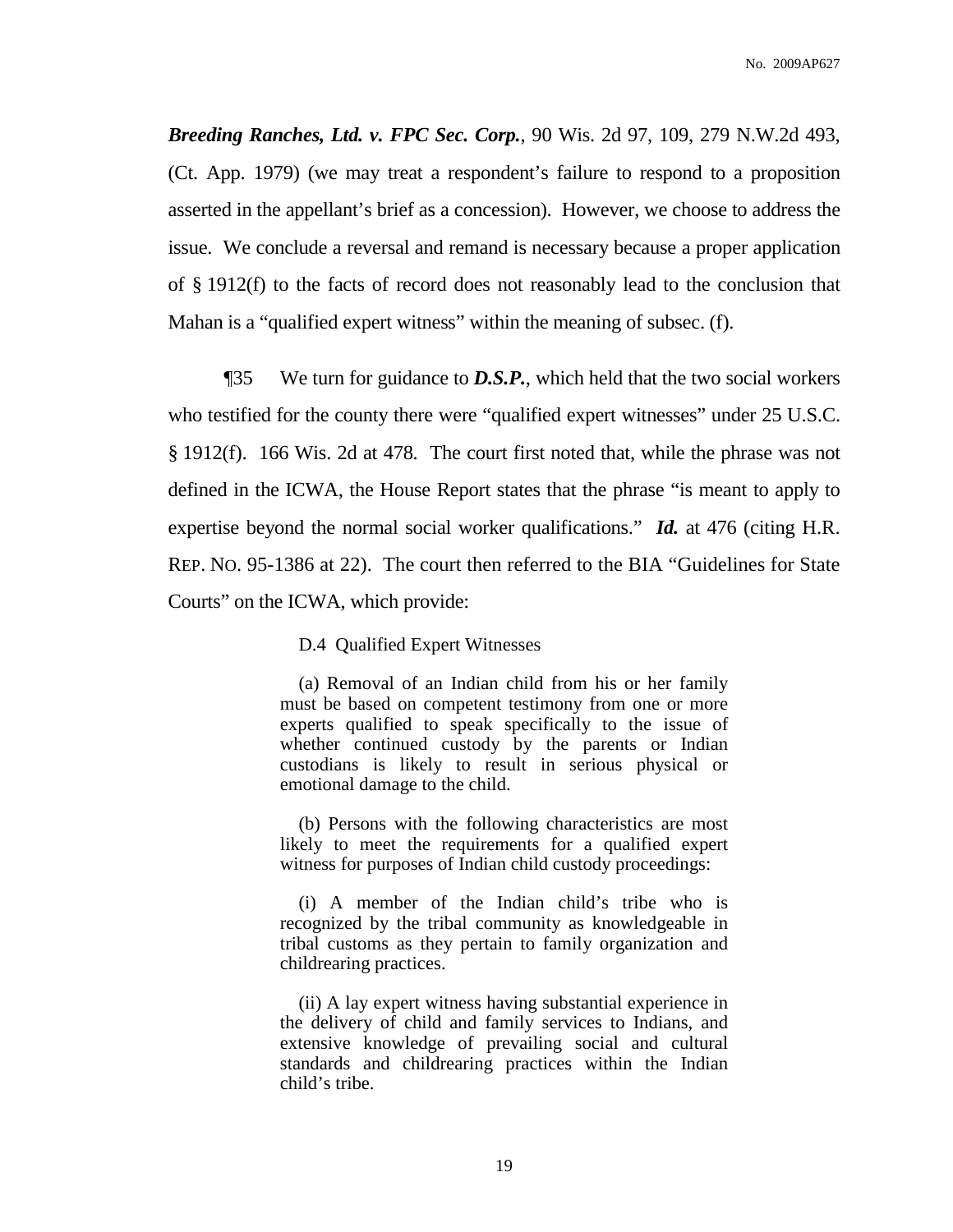***Breeding Ranches, Ltd. v. FPC Sec. Corp.***, 90 Wis. 2d 97, 109, 279 N.W.2d 493, (Ct. App. 1979) (we may treat a respondent's failure to respond to a proposition asserted in the appellant's brief as a concession). However, we choose to address the issue. We conclude a reversal and remand is necessary because a proper application of § 1912(f) to the facts of record does not reasonably lead to the conclusion that Mahan is a "qualified expert witness" within the meaning of subsec. (f).

¶35 We turn for guidance to ***D.S.P.***, which held that the two social workers who testified for the county there were "qualified expert witnesses" under 25 U.S.C. § 1912(f). 166 Wis. 2d at 478. The court first noted that, while the phrase was not defined in the ICWA, the House Report states that the phrase "is meant to apply to expertise beyond the normal social worker qualifications." ***Id.*** at 476 (citing H.R. REP. NO. 95-1386 at 22). The court then referred to the BIA "Guidelines for State Courts" on the ICWA, which provide:

> D.4 Qualified Expert Witnesses
>
> (a) Removal of an Indian child from his or her family must be based on competent testimony from one or more experts qualified to speak specifically to the issue of whether continued custody by the parents or Indian custodians is likely to result in serious physical or emotional damage to the child.
>
> (b) Persons with the following characteristics are most likely to meet the requirements for a qualified expert witness for purposes of Indian child custody proceedings:
>
> (i) A member of the Indian child's tribe who is recognized by the tribal community as knowledgeable in tribal customs as they pertain to family organization and childrearing practices.
>
> (ii) A lay expert witness having substantial experience in the delivery of child and family services to Indians, and extensive knowledge of prevailing social and cultural standards and childrearing practices within the Indian child's tribe.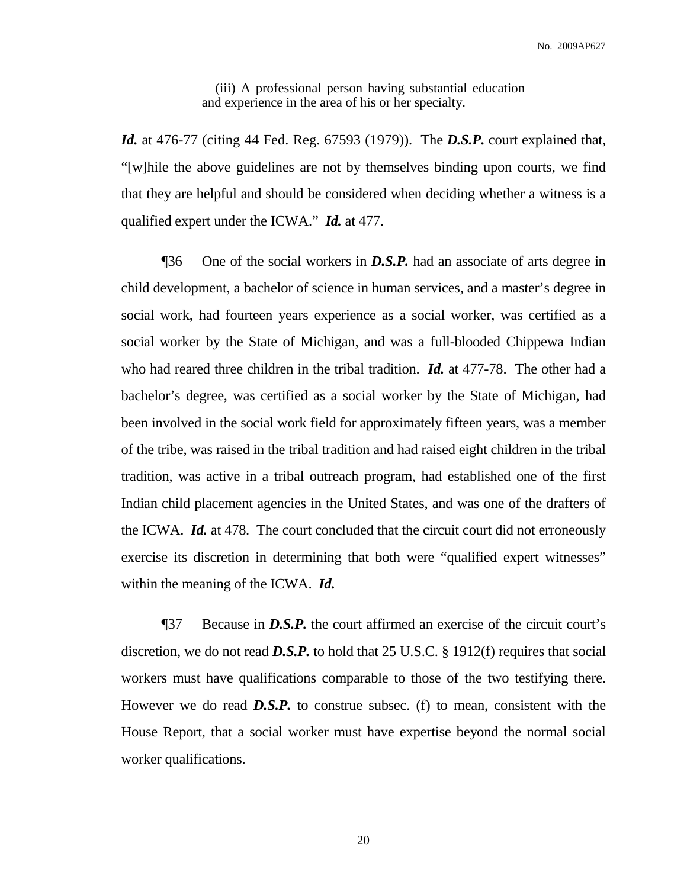> (iii) A professional person having substantial education and experience in the area of his or her specialty.

***Id.*** at 476-77 (citing 44 Fed. Reg. 67593 (1979)). The ***D.S.P.*** court explained that, "[w]hile the above guidelines are not by themselves binding upon courts, we find that they are helpful and should be considered when deciding whether a witness is a qualified expert under the ICWA." ***Id.*** at 477.

¶36 One of the social workers in ***D.S.P.*** had an associate of arts degree in child development, a bachelor of science in human services, and a master's degree in social work, had fourteen years experience as a social worker, was certified as a social worker by the State of Michigan, and was a full-blooded Chippewa Indian who had reared three children in the tribal tradition. ***Id.*** at 477-78. The other had a bachelor's degree, was certified as a social worker by the State of Michigan, had been involved in the social work field for approximately fifteen years, was a member of the tribe, was raised in the tribal tradition and had raised eight children in the tribal tradition, was active in a tribal outreach program, had established one of the first Indian child placement agencies in the United States, and was one of the drafters of the ICWA. ***Id.*** at 478. The court concluded that the circuit court did not erroneously exercise its discretion in determining that both were "qualified expert witnesses" within the meaning of the ICWA. ***Id.***

¶37 Because in ***D.S.P.*** the court affirmed an exercise of the circuit court's discretion, we do not read ***D.S.P.*** to hold that 25 U.S.C. § 1912(f) requires that social workers must have qualifications comparable to those of the two testifying there. However we do read ***D.S.P.*** to construe subsec. (f) to mean, consistent with the House Report, that a social worker must have expertise beyond the normal social worker qualifications.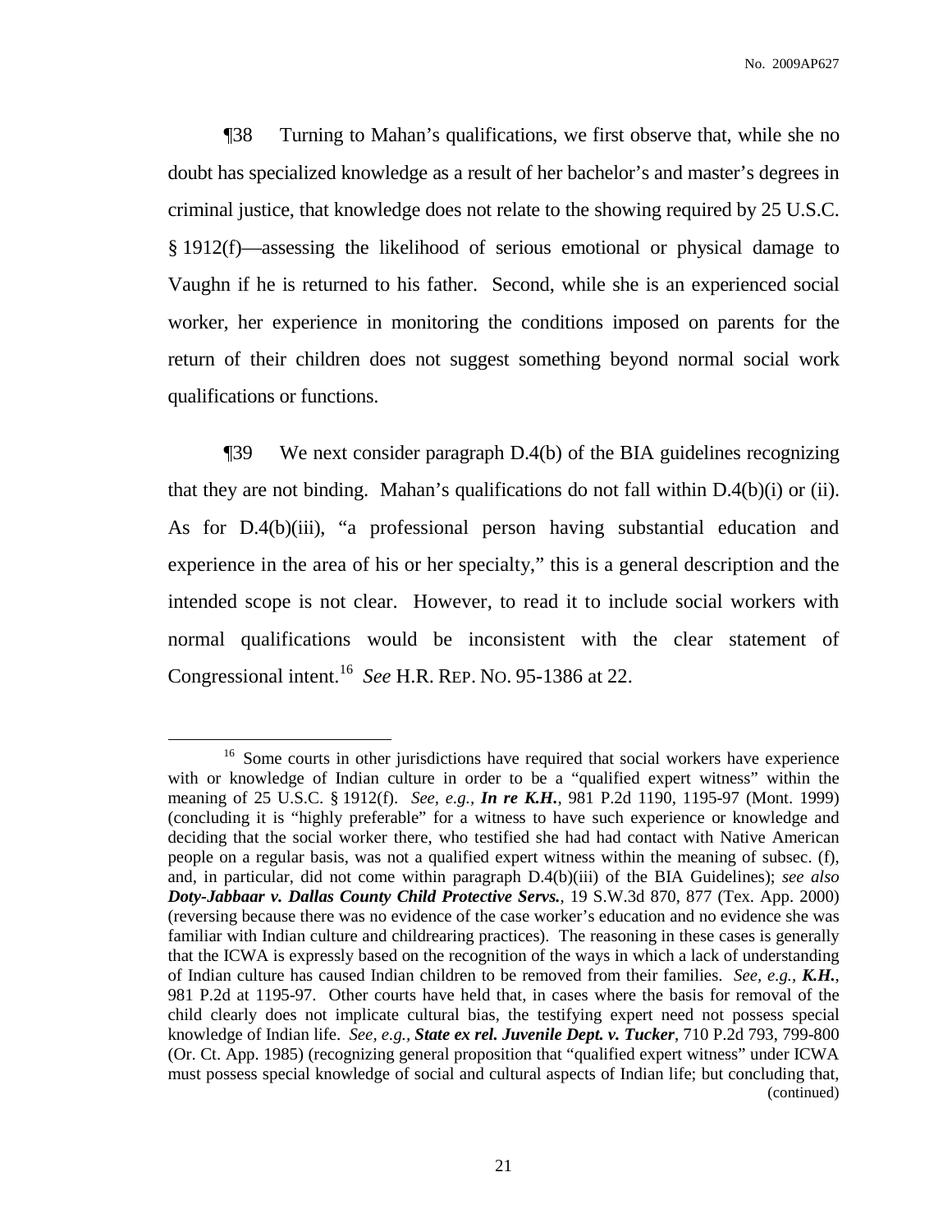¶38 Turning to Mahan's qualifications, we first observe that, while she no doubt has specialized knowledge as a result of her bachelor's and master's degrees in criminal justice, that knowledge does not relate to the showing required by 25 U.S.C. § 1912(f)—assessing the likelihood of serious emotional or physical damage to Vaughn if he is returned to his father. Second, while she is an experienced social worker, her experience in monitoring the conditions imposed on parents for the return of their children does not suggest something beyond normal social work qualifications or functions.

¶39 We next consider paragraph D.4(b) of the BIA guidelines recognizing that they are not binding. Mahan's qualifications do not fall within D.4(b)(i) or (ii). As for D.4(b)(iii), "a professional person having substantial education and experience in the area of his or her specialty," this is a general description and the intended scope is not clear. However, to read it to include social workers with normal qualifications would be inconsistent with the clear statement of Congressional intent.[16] *See* H.R. REP. NO. 95-1386 at 22.

---

[16] Some courts in other jurisdictions have required that social workers have experience with or knowledge of Indian culture in order to be a "qualified expert witness" within the meaning of 25 U.S.C. § 1912(f). *See, e.g.,* ***In re K.H.***, 981 P.2d 1190, 1195-97 (Mont. 1999) (concluding it is "highly preferable" for a witness to have such experience or knowledge and deciding that the social worker there, who testified she had had contact with Native American people on a regular basis, was not a qualified expert witness within the meaning of subsec. (f), and, in particular, did not come within paragraph D.4(b)(iii) of the BIA Guidelines); *see also* ***Doty-Jabbaar v. Dallas County Child Protective Servs.***, 19 S.W.3d 870, 877 (Tex. App. 2000) (reversing because there was no evidence of the case worker's education and no evidence she was familiar with Indian culture and childrearing practices). The reasoning in these cases is generally that the ICWA is expressly based on the recognition of the ways in which a lack of understanding of Indian culture has caused Indian children to be removed from their families. *See, e.g.,* ***K.H.***, 981 P.2d at 1195-97. Other courts have held that, in cases where the basis for removal of the child clearly does not implicate cultural bias, the testifying expert need not possess special knowledge of Indian life. *See, e.g.,* ***State ex rel. Juvenile Dept. v. Tucker***, 710 P.2d 793, 799-800 (Or. Ct. App. 1985) (recognizing general proposition that "qualified expert witness" under ICWA must possess special knowledge of social and cultural aspects of Indian life; but concluding that, (continued)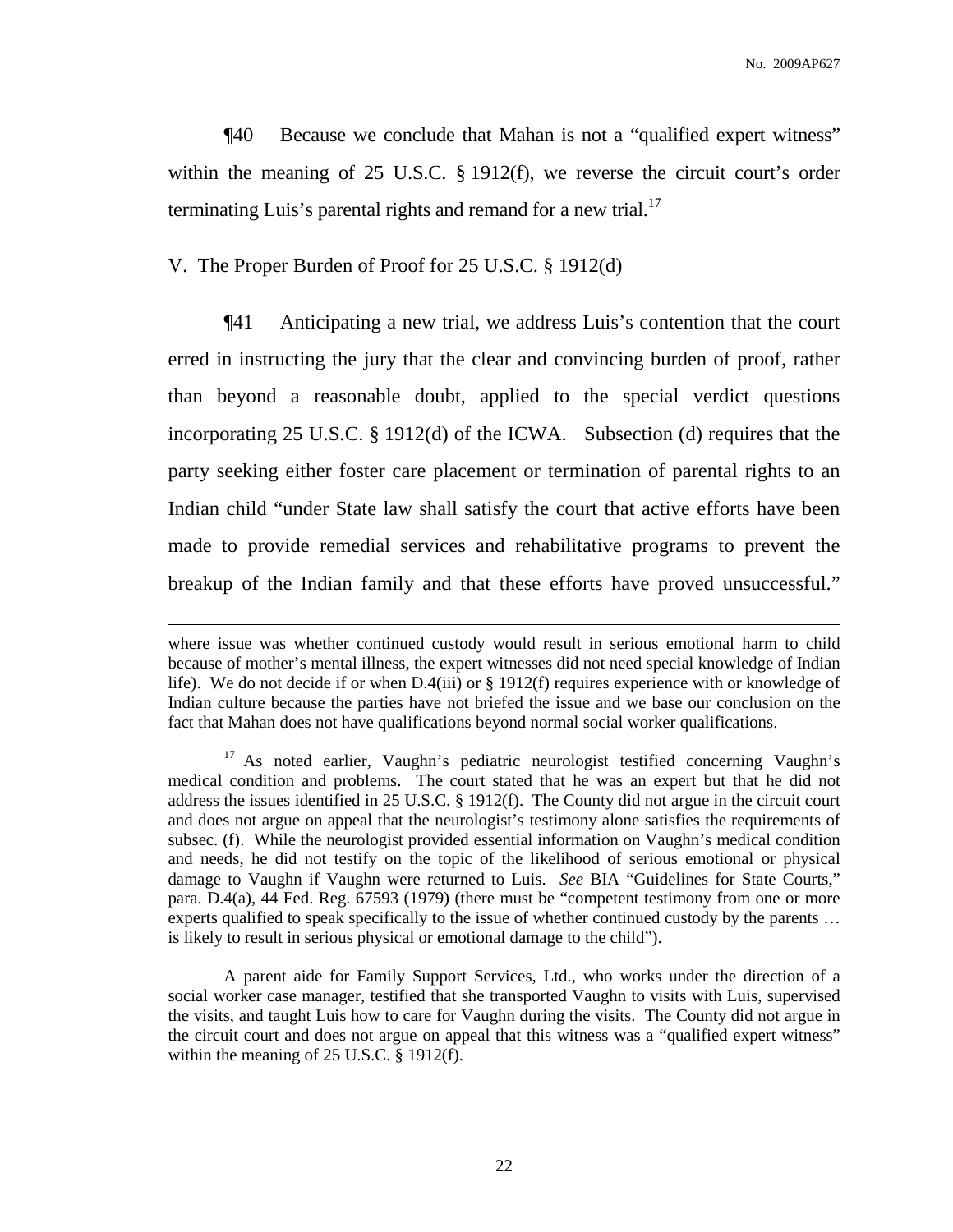¶40 Because we conclude that Mahan is not a "qualified expert witness" within the meaning of 25 U.S.C. § 1912(f), we reverse the circuit court's order terminating Luis's parental rights and remand for a new trial.[17]

V. The Proper Burden of Proof for 25 U.S.C. § 1912(d)

¶41 Anticipating a new trial, we address Luis's contention that the court erred in instructing the jury that the clear and convincing burden of proof, rather than beyond a reasonable doubt, applied to the special verdict questions incorporating 25 U.S.C. § 1912(d) of the ICWA. Subsection (d) requires that the party seeking either foster care placement or termination of parental rights to an Indian child "under State law shall satisfy the court that active efforts have been made to provide remedial services and rehabilitative programs to prevent the breakup of the Indian family and that these efforts have proved unsuccessful."

---

where issue was whether continued custody would result in serious emotional harm to child because of mother's mental illness, the expert witnesses did not need special knowledge of Indian life). We do not decide if or when D.4(iii) or § 1912(f) requires experience with or knowledge of Indian culture because the parties have not briefed the issue and we base our conclusion on the fact that Mahan does not have qualifications beyond normal social worker qualifications.

[17] As noted earlier, Vaughn's pediatric neurologist testified concerning Vaughn's medical condition and problems. The court stated that he was an expert but that he did not address the issues identified in 25 U.S.C. § 1912(f). The County did not argue in the circuit court and does not argue on appeal that the neurologist's testimony alone satisfies the requirements of subsec. (f). While the neurologist provided essential information on Vaughn's medical condition and needs, he did not testify on the topic of the likelihood of serious emotional or physical damage to Vaughn if Vaughn were returned to Luis. *See* BIA "Guidelines for State Courts," para. D.4(a), 44 Fed. Reg. 67593 (1979) (there must be "competent testimony from one or more experts qualified to speak specifically to the issue of whether continued custody by the parents … is likely to result in serious physical or emotional damage to the child").

A parent aide for Family Support Services, Ltd., who works under the direction of a social worker case manager, testified that she transported Vaughn to visits with Luis, supervised the visits, and taught Luis how to care for Vaughn during the visits. The County did not argue in the circuit court and does not argue on appeal that this witness was a "qualified expert witness" within the meaning of 25 U.S.C. § 1912(f).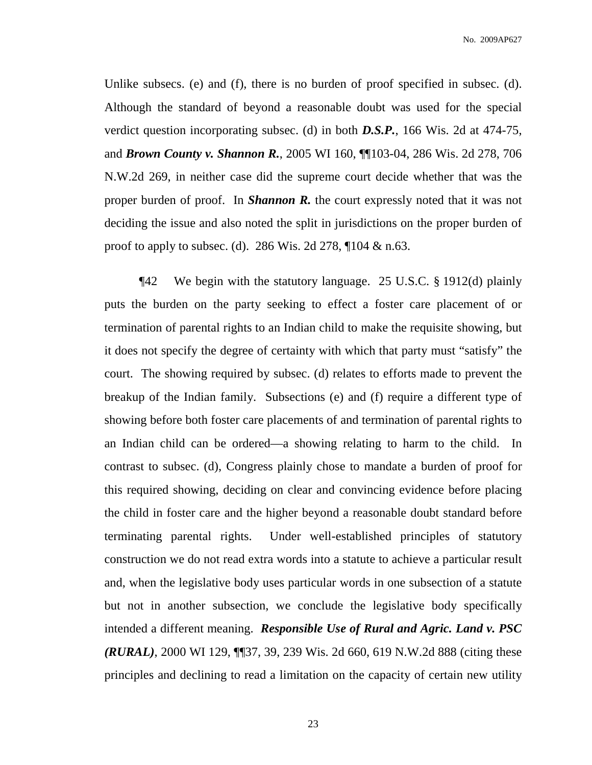Unlike subsecs. (e) and (f), there is no burden of proof specified in subsec. (d). Although the standard of beyond a reasonable doubt was used for the special verdict question incorporating subsec. (d) in both ***D.S.P.***, 166 Wis. 2d at 474-75, and ***Brown County v. Shannon R.***, 2005 WI 160, ¶¶103-04, 286 Wis. 2d 278, 706 N.W.2d 269, in neither case did the supreme court decide whether that was the proper burden of proof. In ***Shannon R.*** the court expressly noted that it was not deciding the issue and also noted the split in jurisdictions on the proper burden of proof to apply to subsec. (d). 286 Wis. 2d 278, ¶104 & n.63.

¶42 We begin with the statutory language. 25 U.S.C. § 1912(d) plainly puts the burden on the party seeking to effect a foster care placement of or termination of parental rights to an Indian child to make the requisite showing, but it does not specify the degree of certainty with which that party must "satisfy" the court. The showing required by subsec. (d) relates to efforts made to prevent the breakup of the Indian family. Subsections (e) and (f) require a different type of showing before both foster care placements of and termination of parental rights to an Indian child can be ordered—a showing relating to harm to the child. In contrast to subsec. (d), Congress plainly chose to mandate a burden of proof for this required showing, deciding on clear and convincing evidence before placing the child in foster care and the higher beyond a reasonable doubt standard before terminating parental rights. Under well-established principles of statutory construction we do not read extra words into a statute to achieve a particular result and, when the legislative body uses particular words in one subsection of a statute but not in another subsection, we conclude the legislative body specifically intended a different meaning. ***Responsible Use of Rural and Agric. Land v. PSC (RURAL)***, 2000 WI 129, ¶¶37, 39, 239 Wis. 2d 660, 619 N.W.2d 888 (citing these principles and declining to read a limitation on the capacity of certain new utility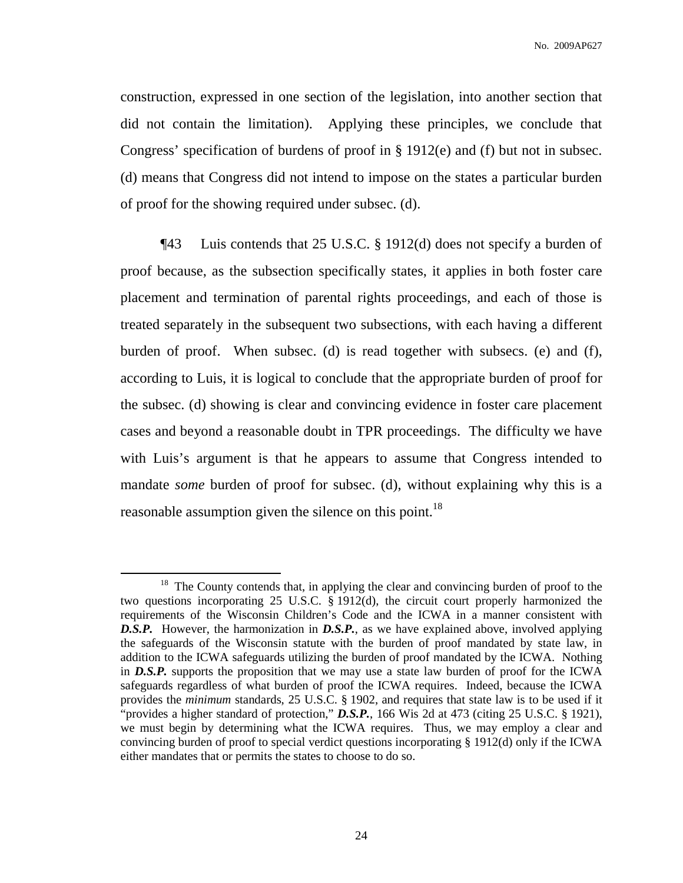construction, expressed in one section of the legislation, into another section that did not contain the limitation). Applying these principles, we conclude that Congress' specification of burdens of proof in § 1912(e) and (f) but not in subsec. (d) means that Congress did not intend to impose on the states a particular burden of proof for the showing required under subsec. (d).

¶43 Luis contends that 25 U.S.C. § 1912(d) does not specify a burden of proof because, as the subsection specifically states, it applies in both foster care placement and termination of parental rights proceedings, and each of those is treated separately in the subsequent two subsections, with each having a different burden of proof. When subsec. (d) is read together with subsecs. (e) and (f), according to Luis, it is logical to conclude that the appropriate burden of proof for the subsec. (d) showing is clear and convincing evidence in foster care placement cases and beyond a reasonable doubt in TPR proceedings. The difficulty we have with Luis's argument is that he appears to assume that Congress intended to mandate *some* burden of proof for subsec. (d), without explaining why this is a reasonable assumption given the silence on this point.[18]

[18] The County contends that, in applying the clear and convincing burden of proof to the two questions incorporating 25 U.S.C. § 1912(d), the circuit court properly harmonized the requirements of the Wisconsin Children's Code and the ICWA in a manner consistent with ***D.S.P.*** However, the harmonization in ***D.S.P.***, as we have explained above, involved applying the safeguards of the Wisconsin statute with the burden of proof mandated by state law, in addition to the ICWA safeguards utilizing the burden of proof mandated by the ICWA. Nothing in ***D.S.P.*** supports the proposition that we may use a state law burden of proof for the ICWA safeguards regardless of what burden of proof the ICWA requires. Indeed, because the ICWA provides the *minimum* standards, 25 U.S.C. § 1902, and requires that state law is to be used if it "provides a higher standard of protection," ***D.S.P.***, 166 Wis 2d at 473 (citing 25 U.S.C. § 1921), we must begin by determining what the ICWA requires. Thus, we may employ a clear and convincing burden of proof to special verdict questions incorporating § 1912(d) only if the ICWA either mandates that or permits the states to choose to do so.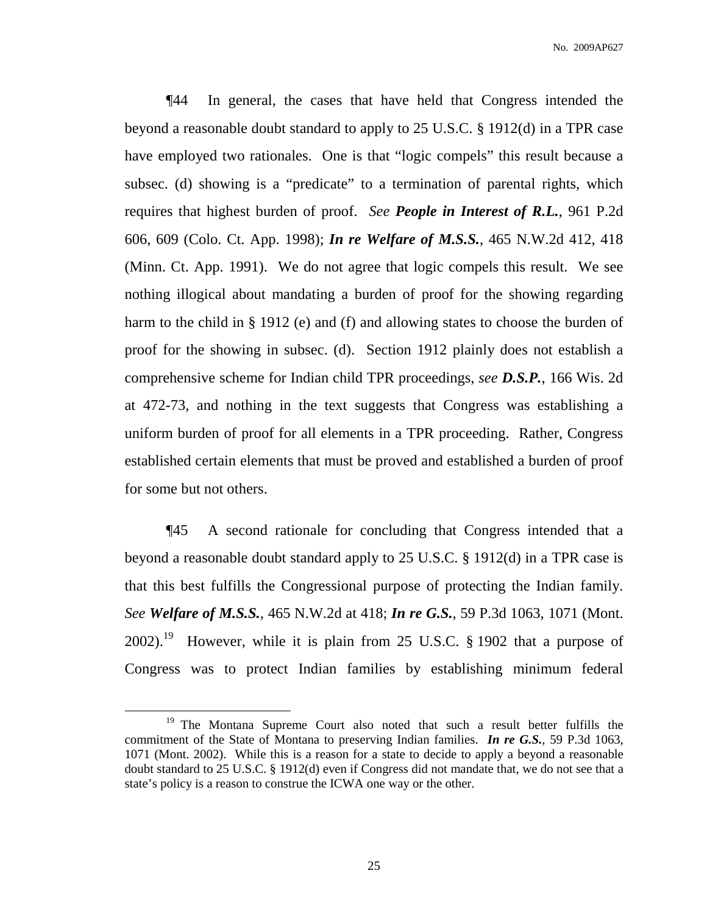¶44 In general, the cases that have held that Congress intended the beyond a reasonable doubt standard to apply to 25 U.S.C. § 1912(d) in a TPR case have employed two rationales. One is that "logic compels" this result because a subsec. (d) showing is a "predicate" to a termination of parental rights, which requires that highest burden of proof. *See* ***People in Interest of R.L.***, 961 P.2d 606, 609 (Colo. Ct. App. 1998); ***In re Welfare of M.S.S.***, 465 N.W.2d 412, 418 (Minn. Ct. App. 1991). We do not agree that logic compels this result. We see nothing illogical about mandating a burden of proof for the showing regarding harm to the child in § 1912 (e) and (f) and allowing states to choose the burden of proof for the showing in subsec. (d). Section 1912 plainly does not establish a comprehensive scheme for Indian child TPR proceedings, *see* ***D.S.P.***, 166 Wis. 2d at 472-73, and nothing in the text suggests that Congress was establishing a uniform burden of proof for all elements in a TPR proceeding. Rather, Congress established certain elements that must be proved and established a burden of proof for some but not others.

¶45 A second rationale for concluding that Congress intended that a beyond a reasonable doubt standard apply to 25 U.S.C. § 1912(d) in a TPR case is that this best fulfills the Congressional purpose of protecting the Indian family. *See* ***Welfare of M.S.S.***, 465 N.W.2d at 418; ***In re G.S.***, 59 P.3d 1063, 1071 (Mont. 2002).[19] However, while it is plain from 25 U.S.C. § 1902 that a purpose of Congress was to protect Indian families by establishing minimum federal

[19] The Montana Supreme Court also noted that such a result better fulfills the commitment of the State of Montana to preserving Indian families. ***In re G.S.***, 59 P.3d 1063, 1071 (Mont. 2002). While this is a reason for a state to decide to apply a beyond a reasonable doubt standard to 25 U.S.C. § 1912(d) even if Congress did not mandate that, we do not see that a state's policy is a reason to construe the ICWA one way or the other.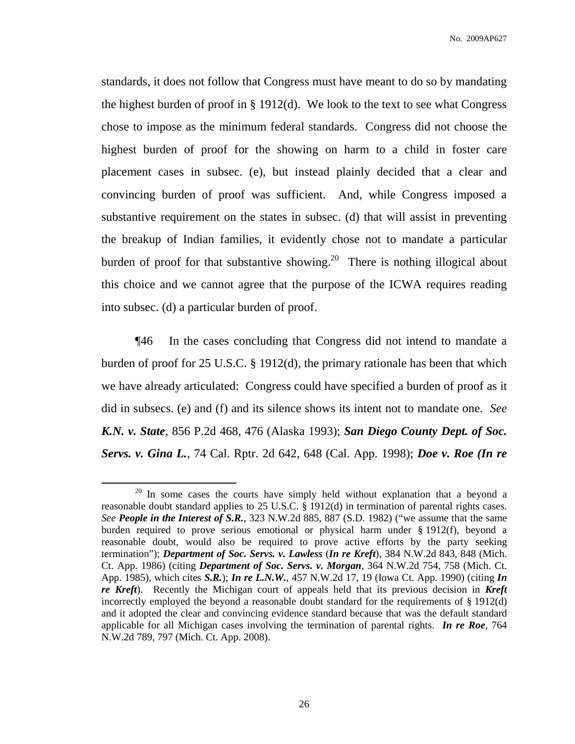standards, it does not follow that Congress must have meant to do so by mandating the highest burden of proof in § 1912(d). We look to the text to see what Congress chose to impose as the minimum federal standards. Congress did not choose the highest burden of proof for the showing on harm to a child in foster care placement cases in subsec. (e), but instead plainly decided that a clear and convincing burden of proof was sufficient. And, while Congress imposed a substantive requirement on the states in subsec. (d) that will assist in preventing the breakup of Indian families, it evidently chose not to mandate a particular burden of proof for that substantive showing.[20] There is nothing illogical about this choice and we cannot agree that the purpose of the ICWA requires reading into subsec. (d) a particular burden of proof.

¶46 In the cases concluding that Congress did not intend to mandate a burden of proof for 25 U.S.C. § 1912(d), the primary rationale has been that which we have already articulated: Congress could have specified a burden of proof as it did in subsecs. (e) and (f) and its silence shows its intent not to mandate one. *See* ***K.N. v. State***, 856 P.2d 468, 476 (Alaska 1993); ***San Diego County Dept. of Soc. Servs. v. Gina L.***, 74 Cal. Rptr. 2d 642, 648 (Cal. App. 1998); ***Doe v. Roe (In re***

---

[20] In some cases the courts have simply held without explanation that a beyond a reasonable doubt standard applies to 25 U.S.C. § 1912(d) in termination of parental rights cases. *See* ***People in the Interest of S.R.***, 323 N.W.2d 885, 887 (S.D. 1982) ("we assume that the same burden required to prove serious emotional or physical harm under § 1912(f), beyond a reasonable doubt, would also be required to prove active efforts by the party seeking termination"); ***Department of Soc. Servs. v. Lawless*** (***In re Kreft***), 384 N.W.2d 843, 848 (Mich. Ct. App. 1986) (citing ***Department of Soc. Servs. v. Morgan***, 364 N.W.2d 754, 758 (Mich. Ct. App. 1985), which cites ***S.R.***); ***In re L.N.W.***, 457 N.W.2d 17, 19 (Iowa Ct. App. 1990) (citing ***In re Kreft***). Recently the Michigan court of appeals held that its previous decision in ***Kreft*** incorrectly employed the beyond a reasonable doubt standard for the requirements of § 1912(d) and it adopted the clear and convincing evidence standard because that was the default standard applicable for all Michigan cases involving the termination of parental rights. ***In re Roe***, 764 N.W.2d 789, 797 (Mich. Ct. App. 2008).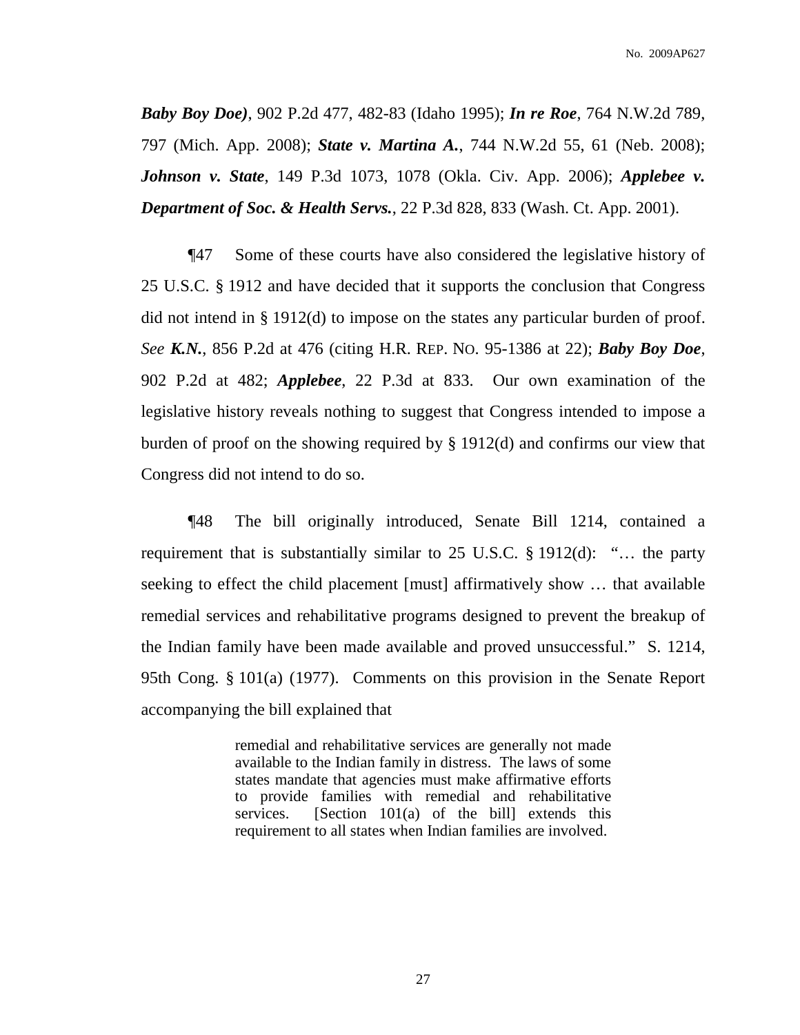***Baby Boy Doe)***, 902 P.2d 477, 482-83 (Idaho 1995); ***In re Roe***, 764 N.W.2d 789, 797 (Mich. App. 2008); ***State v. Martina A.***, 744 N.W.2d 55, 61 (Neb. 2008); ***Johnson v. State***, 149 P.3d 1073, 1078 (Okla. Civ. App. 2006); ***Applebee v. Department of Soc. & Health Servs.***, 22 P.3d 828, 833 (Wash. Ct. App. 2001).

¶47 Some of these courts have also considered the legislative history of 25 U.S.C. § 1912 and have decided that it supports the conclusion that Congress did not intend in § 1912(d) to impose on the states any particular burden of proof. *See* ***K.N.***, 856 P.2d at 476 (citing H.R. REP. NO. 95-1386 at 22); ***Baby Boy Doe***, 902 P.2d at 482; ***Applebee***, 22 P.3d at 833. Our own examination of the legislative history reveals nothing to suggest that Congress intended to impose a burden of proof on the showing required by § 1912(d) and confirms our view that Congress did not intend to do so.

¶48 The bill originally introduced, Senate Bill 1214, contained a requirement that is substantially similar to 25 U.S.C. § 1912(d): "… the party seeking to effect the child placement [must] affirmatively show … that available remedial services and rehabilitative programs designed to prevent the breakup of the Indian family have been made available and proved unsuccessful." S. 1214, 95th Cong. § 101(a) (1977). Comments on this provision in the Senate Report accompanying the bill explained that

> remedial and rehabilitative services are generally not made available to the Indian family in distress. The laws of some states mandate that agencies must make affirmative efforts to provide families with remedial and rehabilitative services. [Section 101(a) of the bill] extends this requirement to all states when Indian families are involved.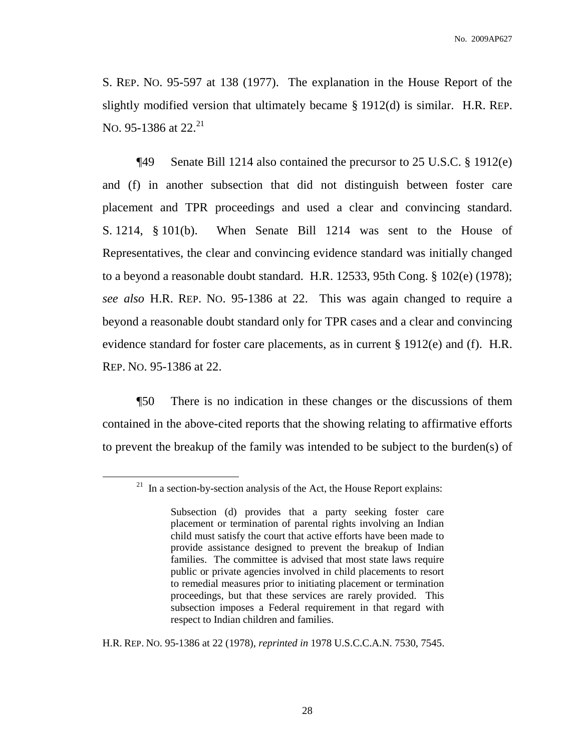S. REP. NO. 95-597 at 138 (1977). The explanation in the House Report of the slightly modified version that ultimately became § 1912(d) is similar. H.R. REP. NO. 95-1386 at 22.[21]

¶49 Senate Bill 1214 also contained the precursor to 25 U.S.C. § 1912(e) and (f) in another subsection that did not distinguish between foster care placement and TPR proceedings and used a clear and convincing standard. S. 1214, § 101(b). When Senate Bill 1214 was sent to the House of Representatives, the clear and convincing evidence standard was initially changed to a beyond a reasonable doubt standard. H.R. 12533, 95th Cong. § 102(e) (1978); *see also* H.R. REP. NO. 95-1386 at 22. This was again changed to require a beyond a reasonable doubt standard only for TPR cases and a clear and convincing evidence standard for foster care placements, as in current § 1912(e) and (f). H.R. REP. NO. 95-1386 at 22.

¶50 There is no indication in these changes or the discussions of them contained in the above-cited reports that the showing relating to affirmative efforts to prevent the breakup of the family was intended to be subject to the burden(s) of

---

[21] In a section-by-section analysis of the Act, the House Report explains:

> Subsection (d) provides that a party seeking foster care placement or termination of parental rights involving an Indian child must satisfy the court that active efforts have been made to provide assistance designed to prevent the breakup of Indian families. The committee is advised that most state laws require public or private agencies involved in child placements to resort to remedial measures prior to initiating placement or termination proceedings, but that these services are rarely provided. This subsection imposes a Federal requirement in that regard with respect to Indian children and families.

H.R. REP. NO. 95-1386 at 22 (1978), *reprinted in* 1978 U.S.C.C.A.N. 7530, 7545.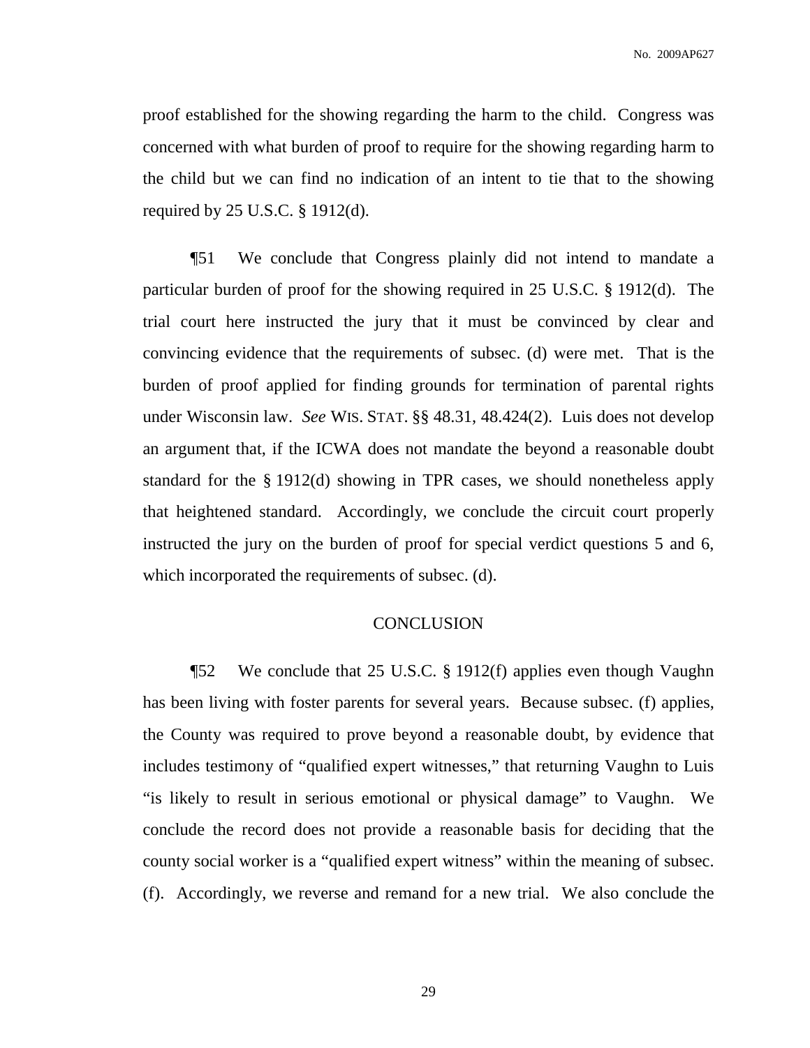proof established for the showing regarding the harm to the child. Congress was concerned with what burden of proof to require for the showing regarding harm to the child but we can find no indication of an intent to tie that to the showing required by 25 U.S.C. § 1912(d).

¶51 We conclude that Congress plainly did not intend to mandate a particular burden of proof for the showing required in 25 U.S.C. § 1912(d). The trial court here instructed the jury that it must be convinced by clear and convincing evidence that the requirements of subsec. (d) were met. That is the burden of proof applied for finding grounds for termination of parental rights under Wisconsin law. *See* WIS. STAT. §§ 48.31, 48.424(2). Luis does not develop an argument that, if the ICWA does not mandate the beyond a reasonable doubt standard for the § 1912(d) showing in TPR cases, we should nonetheless apply that heightened standard. Accordingly, we conclude the circuit court properly instructed the jury on the burden of proof for special verdict questions 5 and 6, which incorporated the requirements of subsec. (d).

## CONCLUSION

¶52 We conclude that 25 U.S.C. § 1912(f) applies even though Vaughn has been living with foster parents for several years. Because subsec. (f) applies, the County was required to prove beyond a reasonable doubt, by evidence that includes testimony of "qualified expert witnesses," that returning Vaughn to Luis "is likely to result in serious emotional or physical damage" to Vaughn. We conclude the record does not provide a reasonable basis for deciding that the county social worker is a "qualified expert witness" within the meaning of subsec. (f). Accordingly, we reverse and remand for a new trial. We also conclude the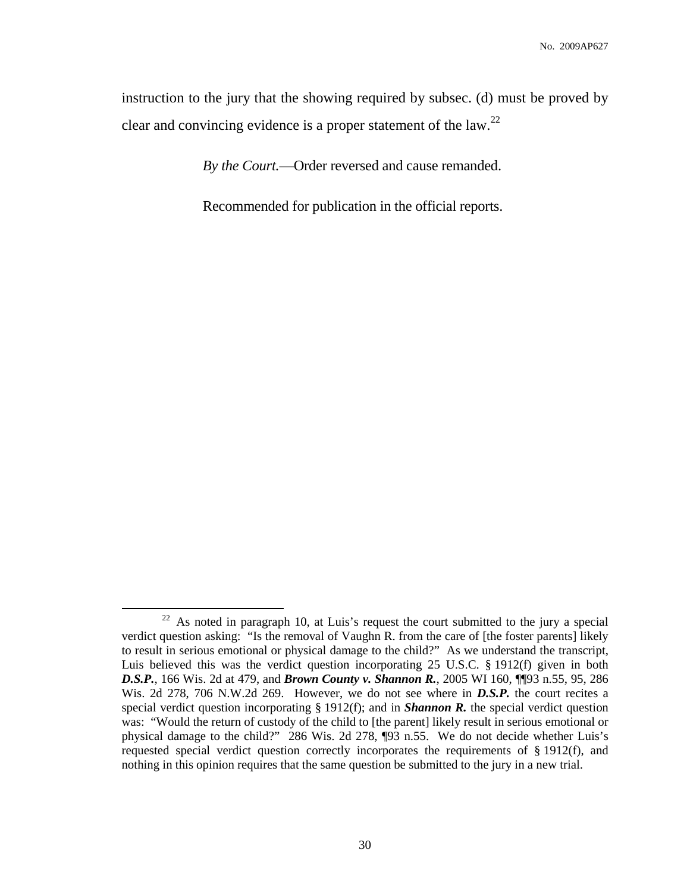instruction to the jury that the showing required by subsec. (d) must be proved by clear and convincing evidence is a proper statement of the law.[22]

*By the Court.*—Order reversed and cause remanded.

Recommended for publication in the official reports.

---

[22] As noted in paragraph 10, at Luis's request the court submitted to the jury a special verdict question asking: "Is the removal of Vaughn R. from the care of [the foster parents] likely to result in serious emotional or physical damage to the child?" As we understand the transcript, Luis believed this was the verdict question incorporating 25 U.S.C. § 1912(f) given in both ***D.S.P.***, 166 Wis. 2d at 479, and ***Brown County v. Shannon R.***, 2005 WI 160, ¶¶93 n.55, 95, 286 Wis. 2d 278, 706 N.W.2d 269. However, we do not see where in ***D.S.P.*** the court recites a special verdict question incorporating § 1912(f); and in ***Shannon R.*** the special verdict question was: "Would the return of custody of the child to [the parent] likely result in serious emotional or physical damage to the child?" 286 Wis. 2d 278, ¶93 n.55. We do not decide whether Luis's requested special verdict question correctly incorporates the requirements of § 1912(f), and nothing in this opinion requires that the same question be submitted to the jury in a new trial.